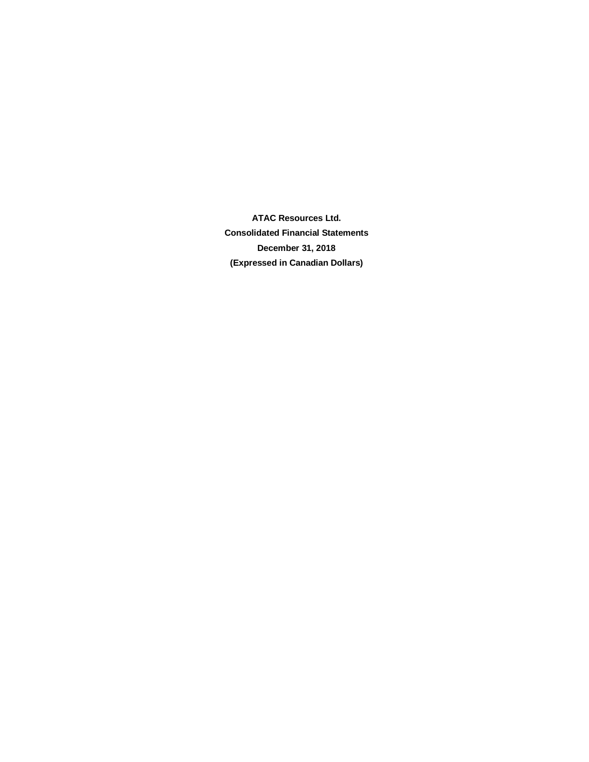**ATAC Resources Ltd.**

**Consolidated Financial Statements**

**December 31, 2018**

**(Expressed in Canadian Dollars)**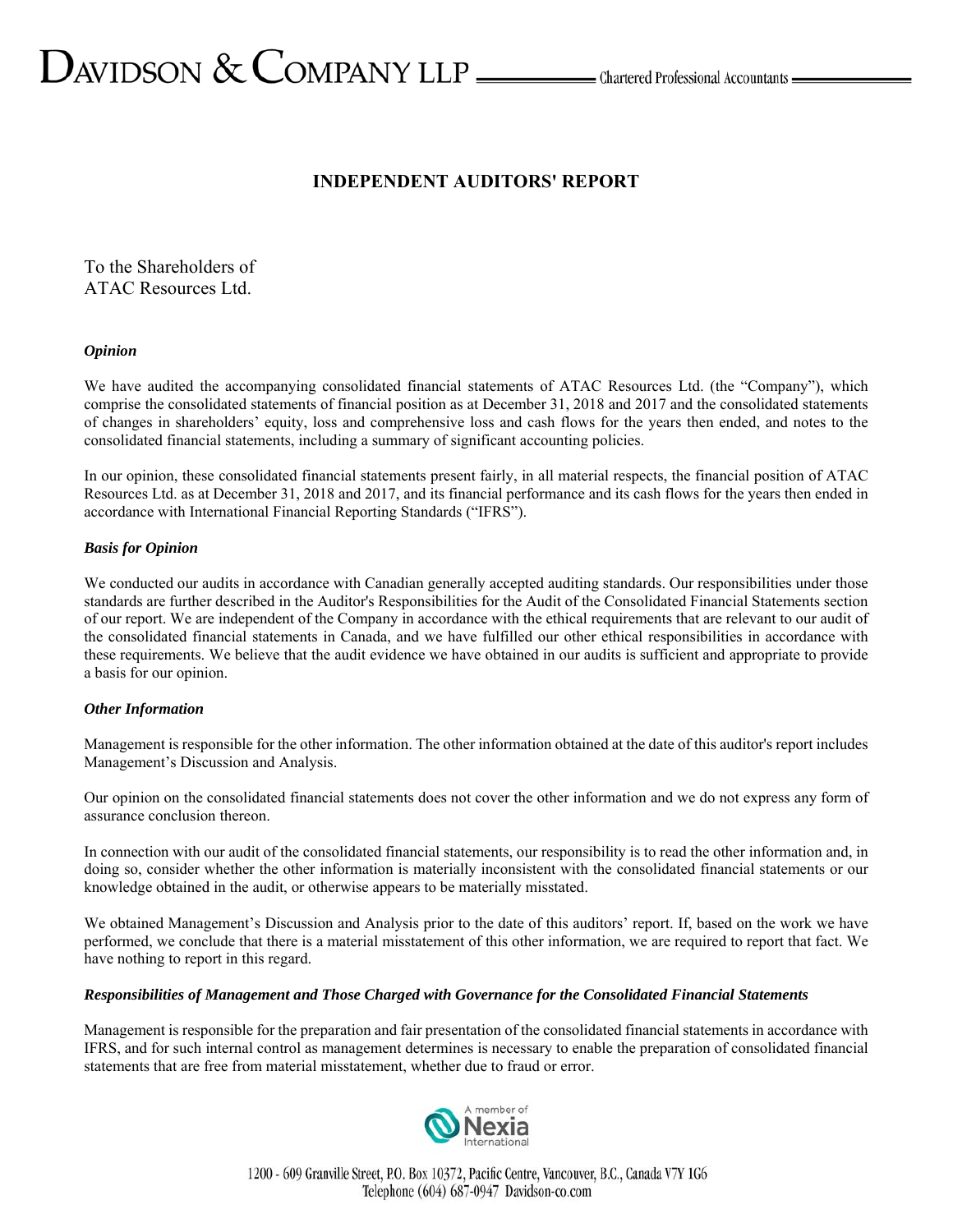# INDEPENDENT AUDITORS' REPORT

To the Shareholders of
ATAC Resources Ltd.

### *Opinion*

We have audited the accompanying consolidated financial statements of ATAC Resources Ltd. (the "Company"), which comprise the consolidated statements of financial position as at December 31, 2018 and 2017 and the consolidated statements of changes in shareholders' equity, loss and comprehensive loss and cash flows for the years then ended, and notes to the consolidated financial statements, including a summary of significant accounting policies.

In our opinion, these consolidated financial statements present fairly, in all material respects, the financial position of ATAC Resources Ltd. as at December 31, 2018 and 2017, and its financial performance and its cash flows for the years then ended in accordance with International Financial Reporting Standards ("IFRS").

### *Basis for Opinion*

We conducted our audits in accordance with Canadian generally accepted auditing standards. Our responsibilities under those standards are further described in the Auditor's Responsibilities for the Audit of the Consolidated Financial Statements section of our report. We are independent of the Company in accordance with the ethical requirements that are relevant to our audit of the consolidated financial statements in Canada, and we have fulfilled our other ethical responsibilities in accordance with these requirements. We believe that the audit evidence we have obtained in our audits is sufficient and appropriate to provide a basis for our opinion.

### *Other Information*

Management is responsible for the other information. The other information obtained at the date of this auditor's report includes Management's Discussion and Analysis.

Our opinion on the consolidated financial statements does not cover the other information and we do not express any form of assurance conclusion thereon.

In connection with our audit of the consolidated financial statements, our responsibility is to read the other information and, in doing so, consider whether the other information is materially inconsistent with the consolidated financial statements or our knowledge obtained in the audit, or otherwise appears to be materially misstated.

We obtained Management's Discussion and Analysis prior to the date of this auditors' report. If, based on the work we have performed, we conclude that there is a material misstatement of this other information, we are required to report that fact. We have nothing to report in this regard.

### *Responsibilities of Management and Those Charged with Governance for the Consolidated Financial Statements*

Management is responsible for the preparation and fair presentation of the consolidated financial statements in accordance with IFRS, and for such internal control as management determines is necessary to enable the preparation of consolidated financial statements that are free from material misstatement, whether due to fraud or error.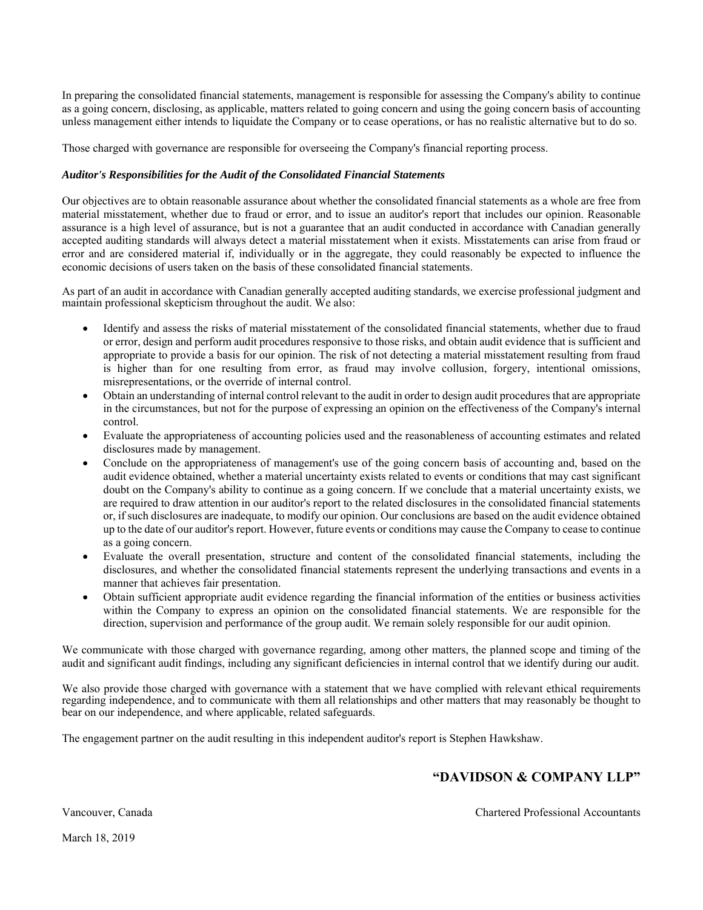In preparing the consolidated financial statements, management is responsible for assessing the Company's ability to continue as a going concern, disclosing, as applicable, matters related to going concern and using the going concern basis of accounting unless management either intends to liquidate the Company or to cease operations, or has no realistic alternative but to do so.

Those charged with governance are responsible for overseeing the Company's financial reporting process.

***Auditor's Responsibilities for the Audit of the Consolidated Financial Statements***

Our objectives are to obtain reasonable assurance about whether the consolidated financial statements as a whole are free from material misstatement, whether due to fraud or error, and to issue an auditor's report that includes our opinion. Reasonable assurance is a high level of assurance, but is not a guarantee that an audit conducted in accordance with Canadian generally accepted auditing standards will always detect a material misstatement when it exists. Misstatements can arise from fraud or error and are considered material if, individually or in the aggregate, they could reasonably be expected to influence the economic decisions of users taken on the basis of these consolidated financial statements.

As part of an audit in accordance with Canadian generally accepted auditing standards, we exercise professional judgment and maintain professional skepticism throughout the audit. We also:

- Identify and assess the risks of material misstatement of the consolidated financial statements, whether due to fraud or error, design and perform audit procedures responsive to those risks, and obtain audit evidence that is sufficient and appropriate to provide a basis for our opinion. The risk of not detecting a material misstatement resulting from fraud is higher than for one resulting from error, as fraud may involve collusion, forgery, intentional omissions, misrepresentations, or the override of internal control.
- Obtain an understanding of internal control relevant to the audit in order to design audit procedures that are appropriate in the circumstances, but not for the purpose of expressing an opinion on the effectiveness of the Company's internal control.
- Evaluate the appropriateness of accounting policies used and the reasonableness of accounting estimates and related disclosures made by management.
- Conclude on the appropriateness of management's use of the going concern basis of accounting and, based on the audit evidence obtained, whether a material uncertainty exists related to events or conditions that may cast significant doubt on the Company's ability to continue as a going concern. If we conclude that a material uncertainty exists, we are required to draw attention in our auditor's report to the related disclosures in the consolidated financial statements or, if such disclosures are inadequate, to modify our opinion. Our conclusions are based on the audit evidence obtained up to the date of our auditor's report. However, future events or conditions may cause the Company to cease to continue as a going concern.
- Evaluate the overall presentation, structure and content of the consolidated financial statements, including the disclosures, and whether the consolidated financial statements represent the underlying transactions and events in a manner that achieves fair presentation.
- Obtain sufficient appropriate audit evidence regarding the financial information of the entities or business activities within the Company to express an opinion on the consolidated financial statements. We are responsible for the direction, supervision and performance of the group audit. We remain solely responsible for our audit opinion.

We communicate with those charged with governance regarding, among other matters, the planned scope and timing of the audit and significant audit findings, including any significant deficiencies in internal control that we identify during our audit.

We also provide those charged with governance with a statement that we have complied with relevant ethical requirements regarding independence, and to communicate with them all relationships and other matters that may reasonably be thought to bear on our independence, and where applicable, related safeguards.

The engagement partner on the audit resulting in this independent auditor's report is Stephen Hawkshaw.

**"DAVIDSON & COMPANY LLP"**

Vancouver, Canada

Chartered Professional Accountants

March 18, 2019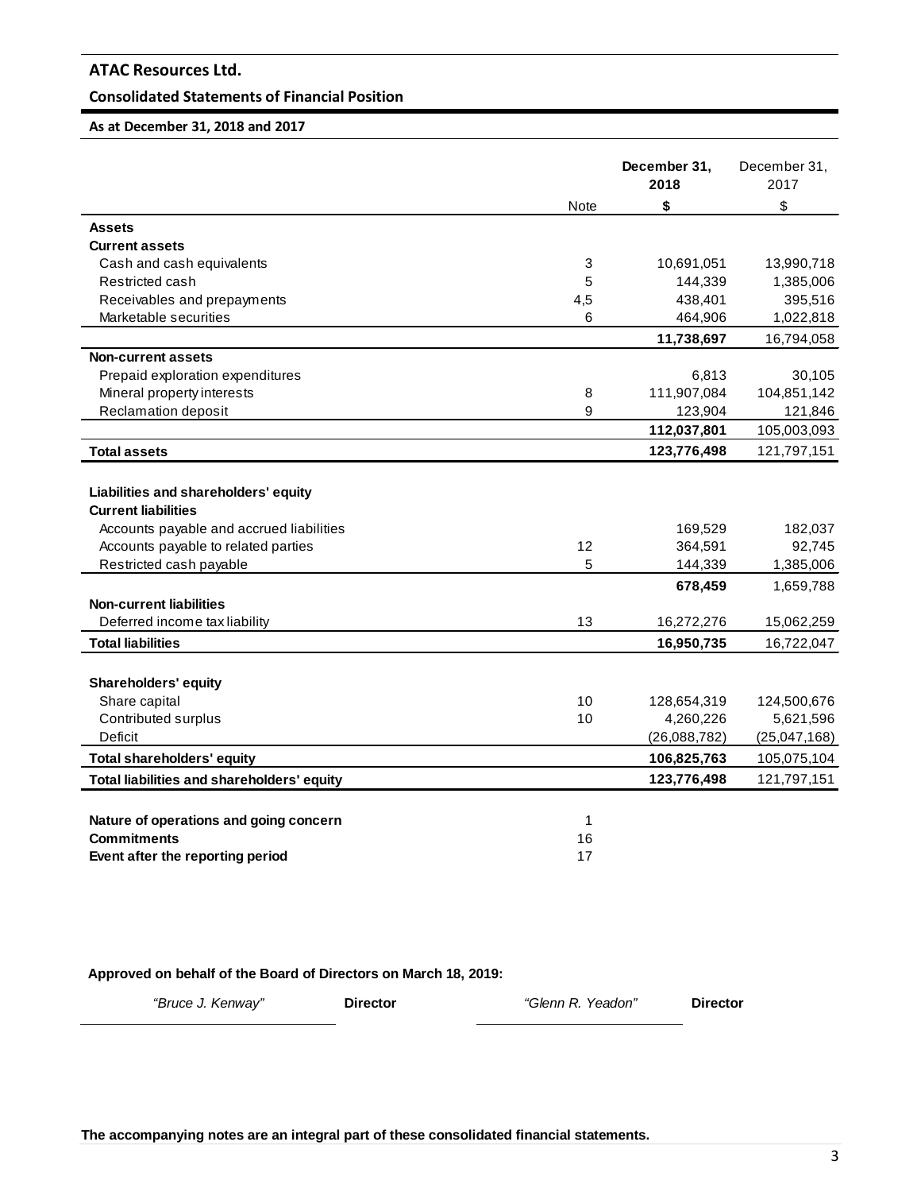# ATAC Resources Ltd.

## Consolidated Statements of Financial Position

### As at December 31, 2018 and 2017

| | Note | **December 31, 2018** | December 31, 2017 |
|---|---|---|---|
| | | **$** | $ |
| **Assets** | | | |
| **Current assets** | | | |
| Cash and cash equivalents | 3 | 10,691,051 | 13,990,718 |
| Restricted cash | 5 | 144,339 | 1,385,006 |
| Receivables and prepayments | 4,5 | 438,401 | 395,516 |
| Marketable securities | 6 | 464,906 | 1,022,818 |
| | | **11,738,697** | 16,794,058 |
| **Non-current assets** | | | |
| Prepaid exploration expenditures | | 6,813 | 30,105 |
| Mineral property interests | 8 | 111,907,084 | 104,851,142 |
| Reclamation deposit | 9 | 123,904 | 121,846 |
| | | **112,037,801** | 105,003,093 |
| **Total assets** | | **123,776,498** | 121,797,151 |
| | | | |
| **Liabilities and shareholders' equity** | | | |
| **Current liabilities** | | | |
| Accounts payable and accrued liabilities | | 169,529 | 182,037 |
| Accounts payable to related parties | 12 | 364,591 | 92,745 |
| Restricted cash payable | 5 | 144,339 | 1,385,006 |
| | | **678,459** | 1,659,788 |
| **Non-current liabilities** | | | |
| Deferred income tax liability | 13 | 16,272,276 | 15,062,259 |
| **Total liabilities** | | **16,950,735** | 16,722,047 |
| | | | |
| **Shareholders' equity** | | | |
| Share capital | 10 | 128,654,319 | 124,500,676 |
| Contributed surplus | 10 | 4,260,226 | 5,621,596 |
| Deficit | | (26,088,782) | (25,047,168) |
| **Total shareholders' equity** | | **106,825,763** | 105,075,104 |
| **Total liabilities and shareholders' equity** | | **123,776,498** | 121,797,151 |
| | | | |
| **Nature of operations and going concern** | 1 | | |
| **Commitments** | 16 | | |
| **Event after the reporting period** | 17 | | |

**Approved on behalf of the Board of Directors on March 18, 2019:**

*"Bruce J. Kenway"* **Director** *"Glenn R. Yeadon"* **Director**

**The accompanying notes are an integral part of these consolidated financial statements.**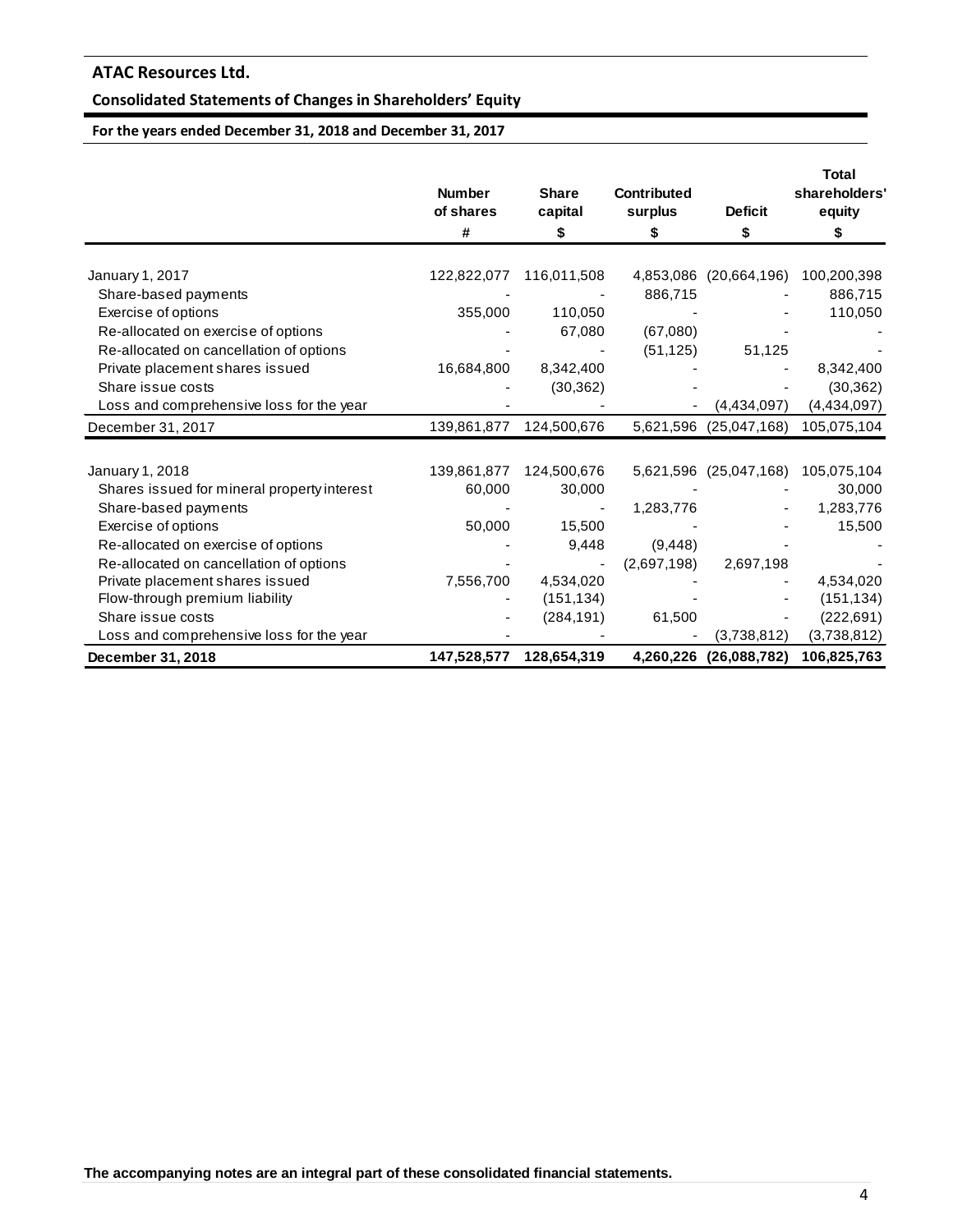# ATAC Resources Ltd.

## Consolidated Statements of Changes in Shareholders' Equity

**For the years ended December 31, 2018 and December 31, 2017**

| | Number of shares | Share capital | Contributed surplus | Deficit | Total shareholders' equity |
|---|---|---|---|---|---|
| | # | $ | $ | $ | $ |
| January 1, 2017 | 122,822,077 | 116,011,508 | 4,853,086 | (20,664,196) | 100,200,398 |
| Share-based payments | - | - | 886,715 | - | 886,715 |
| Exercise of options | 355,000 | 110,050 | - | - | 110,050 |
| Re-allocated on exercise of options | - | 67,080 | (67,080) | - | - |
| Re-allocated on cancellation of options | - | - | (51,125) | 51,125 | - |
| Private placement shares issued | 16,684,800 | 8,342,400 | - | - | 8,342,400 |
| Share issue costs | - | (30,362) | - | - | (30,362) |
| Loss and comprehensive loss for the year | - | - | - | (4,434,097) | (4,434,097) |
| December 31, 2017 | 139,861,877 | 124,500,676 | 5,621,596 | (25,047,168) | 105,075,104 |
| | | | | | |
| January 1, 2018 | 139,861,877 | 124,500,676 | 5,621,596 | (25,047,168) | 105,075,104 |
| Shares issued for mineral property interest | 60,000 | 30,000 | - | - | 30,000 |
| Share-based payments | - | - | 1,283,776 | - | 1,283,776 |
| Exercise of options | 50,000 | 15,500 | - | - | 15,500 |
| Re-allocated on exercise of options | - | 9,448 | (9,448) | - | - |
| Re-allocated on cancellation of options | - | - | (2,697,198) | 2,697,198 | - |
| Private placement shares issued | 7,556,700 | 4,534,020 | - | - | 4,534,020 |
| Flow-through premium liability | - | (151,134) | - | - | (151,134) |
| Share issue costs | - | (284,191) | 61,500 | - | (222,691) |
| Loss and comprehensive loss for the year | - | - | - | (3,738,812) | (3,738,812) |
| **December 31, 2018** | **147,528,577** | **128,654,319** | **4,260,226** | **(26,088,782)** | **106,825,763** |

**The accompanying notes are an integral part of these consolidated financial statements.**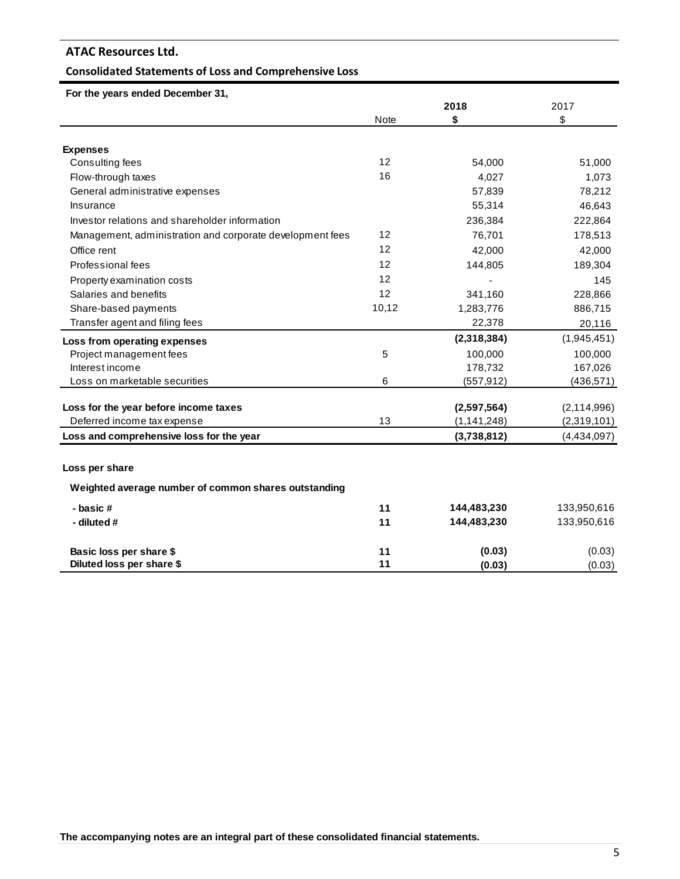## ATAC Resources Ltd.

### Consolidated Statements of Loss and Comprehensive Loss

| For the years ended December 31, | Note | 2018<br>$ | 2017<br>$ |
|---|---|---|---|
| **Expenses** | | | |
| Consulting fees | 12 | 54,000 | 51,000 |
| Flow-through taxes | 16 | 4,027 | 1,073 |
| General administrative expenses | | 57,839 | 78,212 |
| Insurance | | 55,314 | 46,643 |
| Investor relations and shareholder information | | 236,384 | 222,864 |
| Management, administration and corporate development fees | 12 | 76,701 | 178,513 |
| Office rent | 12 | 42,000 | 42,000 |
| Professional fees | 12 | 144,805 | 189,304 |
| Property examination costs | 12 | - | 145 |
| Salaries and benefits | 12 | 341,160 | 228,866 |
| Share-based payments | 10,12 | 1,283,776 | 886,715 |
| Transfer agent and filing fees | | 22,378 | 20,116 |
| **Loss from operating expenses** | | **(2,318,384)** | (1,945,451) |
| Project management fees | 5 | 100,000 | 100,000 |
| Interest income | | 178,732 | 167,026 |
| Loss on marketable securities | 6 | (557,912) | (436,571) |
| **Loss for the year before income taxes** | | **(2,597,564)** | (2,114,996) |
| Deferred income tax expense | 13 | (1,141,248) | (2,319,101) |
| **Loss and comprehensive loss for the year** | | **(3,738,812)** | (4,434,097) |
| | | | |
| **Loss per share** | | | |
| **Weighted average number of common shares outstanding** | | | |
| **- basic #** | **11** | **144,483,230** | 133,950,616 |
| **- diluted #** | **11** | **144,483,230** | 133,950,616 |
| | | | |
| **Basic loss per share $** | **11** | **(0.03)** | (0.03) |
| **Diluted loss per share $** | **11** | **(0.03)** | (0.03) |

**The accompanying notes are an integral part of these consolidated financial statements.**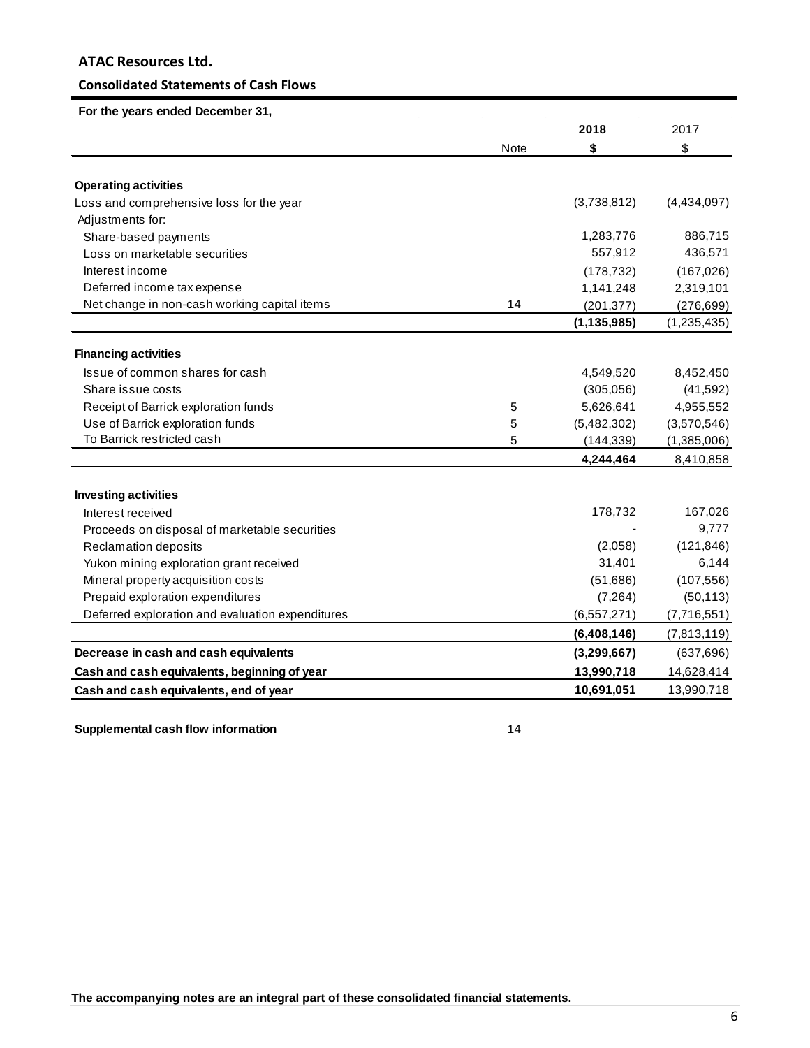**ATAC Resources Ltd.**

**Consolidated Statements of Cash Flows**

**For the years ended December 31,**

| | Note | **2018** | 2017 |
|---|---|---|---|
| | | **$** | $ |
| **Operating activities** | | | |
| Loss and comprehensive loss for the year | | (3,738,812) | (4,434,097) |
| Adjustments for: | | | |
| Share-based payments | | 1,283,776 | 886,715 |
| Loss on marketable securities | | 557,912 | 436,571 |
| Interest income | | (178,732) | (167,026) |
| Deferred income tax expense | | 1,141,248 | 2,319,101 |
| Net change in non-cash working capital items | 14 | (201,377) | (276,699) |
| | | **(1,135,985)** | (1,235,435) |
| **Financing activities** | | | |
| Issue of common shares for cash | | 4,549,520 | 8,452,450 |
| Share issue costs | | (305,056) | (41,592) |
| Receipt of Barrick exploration funds | 5 | 5,626,641 | 4,955,552 |
| Use of Barrick exploration funds | 5 | (5,482,302) | (3,570,546) |
| To Barrick restricted cash | 5 | (144,339) | (1,385,006) |
| | | **4,244,464** | 8,410,858 |
| **Investing activities** | | | |
| Interest received | | 178,732 | 167,026 |
| Proceeds on disposal of marketable securities | | - | 9,777 |
| Reclamation deposits | | (2,058) | (121,846) |
| Yukon mining exploration grant received | | 31,401 | 6,144 |
| Mineral property acquisition costs | | (51,686) | (107,556) |
| Prepaid exploration expenditures | | (7,264) | (50,113) |
| Deferred exploration and evaluation expenditures | | (6,557,271) | (7,716,551) |
| | | **(6,408,146)** | (7,813,119) |
| **Decrease in cash and cash equivalents** | | **(3,299,667)** | (637,696) |
| **Cash and cash equivalents, beginning of year** | | **13,990,718** | 14,628,414 |
| **Cash and cash equivalents, end of year** | | **10,691,051** | 13,990,718 |

**Supplemental cash flow information** 14

**The accompanying notes are an integral part of these consolidated financial statements.**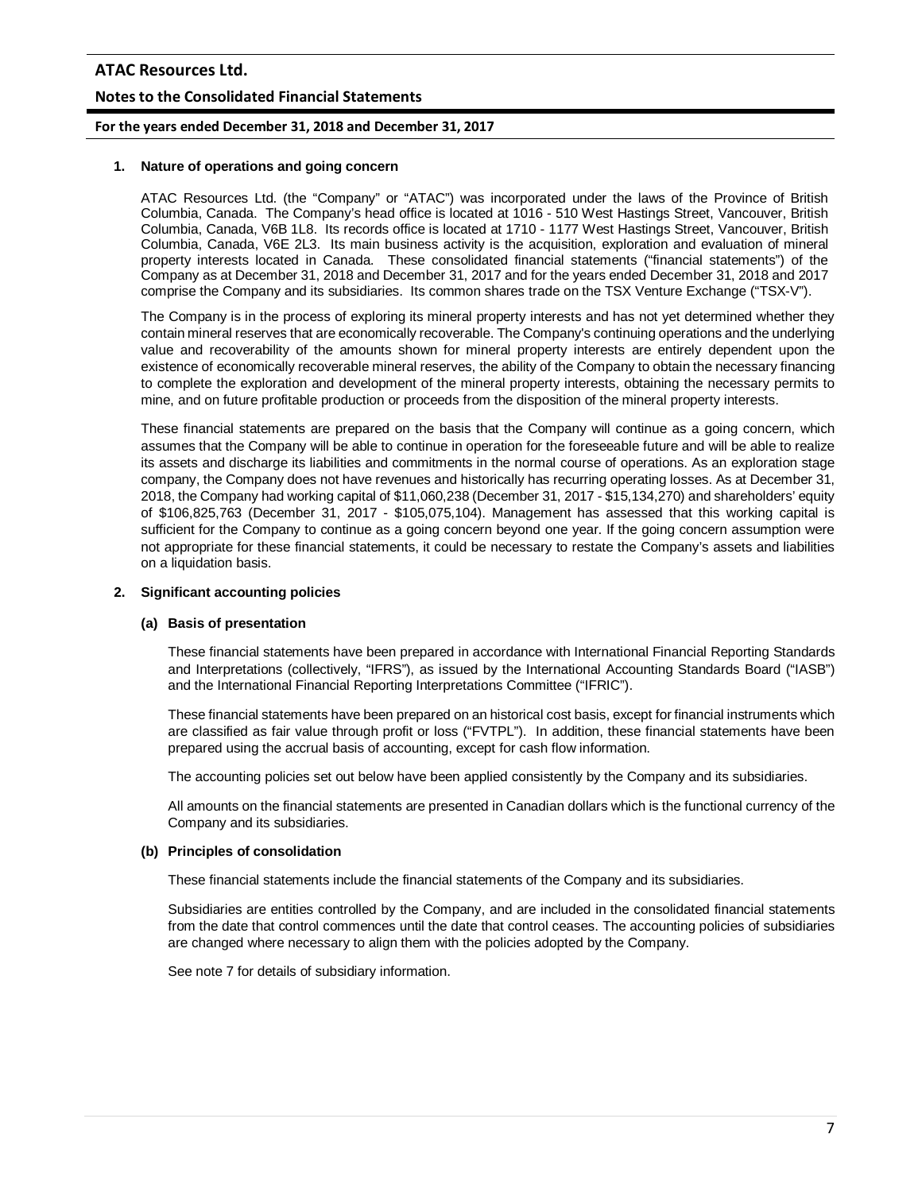**1. Nature of operations and going concern**

ATAC Resources Ltd. (the "Company" or "ATAC") was incorporated under the laws of the Province of British Columbia, Canada. The Company's head office is located at 1016 - 510 West Hastings Street, Vancouver, British Columbia, Canada, V6B 1L8. Its records office is located at 1710 - 1177 West Hastings Street, Vancouver, British Columbia, Canada, V6E 2L3. Its main business activity is the acquisition, exploration and evaluation of mineral property interests located in Canada. These consolidated financial statements ("financial statements") of the Company as at December 31, 2018 and December 31, 2017 and for the years ended December 31, 2018 and 2017 comprise the Company and its subsidiaries. Its common shares trade on the TSX Venture Exchange ("TSX-V").

The Company is in the process of exploring its mineral property interests and has not yet determined whether they contain mineral reserves that are economically recoverable. The Company's continuing operations and the underlying value and recoverability of the amounts shown for mineral property interests are entirely dependent upon the existence of economically recoverable mineral reserves, the ability of the Company to obtain the necessary financing to complete the exploration and development of the mineral property interests, obtaining the necessary permits to mine, and on future profitable production or proceeds from the disposition of the mineral property interests.

These financial statements are prepared on the basis that the Company will continue as a going concern, which assumes that the Company will be able to continue in operation for the foreseeable future and will be able to realize its assets and discharge its liabilities and commitments in the normal course of operations. As an exploration stage company, the Company does not have revenues and historically has recurring operating losses. As at December 31, 2018, the Company had working capital of $11,060,238 (December 31, 2017 - $15,134,270) and shareholders' equity of $106,825,763 (December 31, 2017 - $105,075,104). Management has assessed that this working capital is sufficient for the Company to continue as a going concern beyond one year. If the going concern assumption were not appropriate for these financial statements, it could be necessary to restate the Company's assets and liabilities on a liquidation basis.

**2. Significant accounting policies**

**(a) Basis of presentation**

These financial statements have been prepared in accordance with International Financial Reporting Standards and Interpretations (collectively, "IFRS"), as issued by the International Accounting Standards Board ("IASB") and the International Financial Reporting Interpretations Committee ("IFRIC").

These financial statements have been prepared on an historical cost basis, except for financial instruments which are classified as fair value through profit or loss ("FVTPL"). In addition, these financial statements have been prepared using the accrual basis of accounting, except for cash flow information.

The accounting policies set out below have been applied consistently by the Company and its subsidiaries.

All amounts on the financial statements are presented in Canadian dollars which is the functional currency of the Company and its subsidiaries.

**(b) Principles of consolidation**

These financial statements include the financial statements of the Company and its subsidiaries.

Subsidiaries are entities controlled by the Company, and are included in the consolidated financial statements from the date that control commences until the date that control ceases. The accounting policies of subsidiaries are changed where necessary to align them with the policies adopted by the Company.

See note 7 for details of subsidiary information.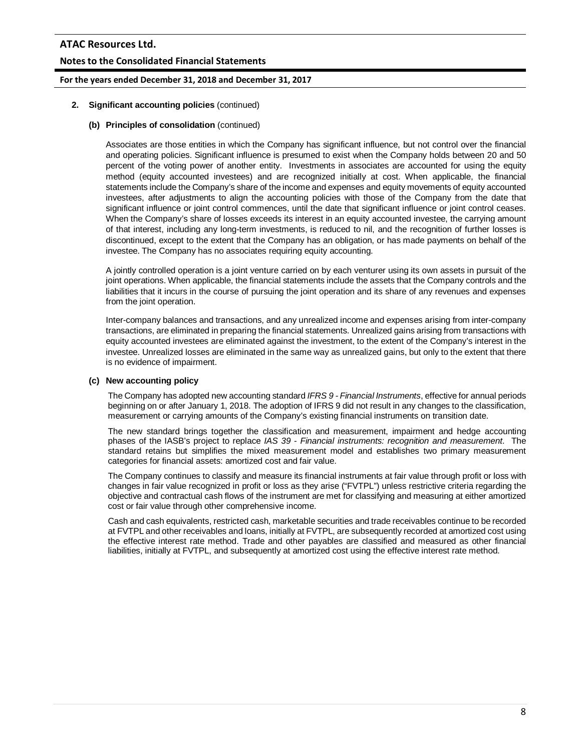## 2. Significant accounting policies (continued)

### (b) Principles of consolidation (continued)

Associates are those entities in which the Company has significant influence, but not control over the financial and operating policies. Significant influence is presumed to exist when the Company holds between 20 and 50 percent of the voting power of another entity. Investments in associates are accounted for using the equity method (equity accounted investees) and are recognized initially at cost. When applicable, the financial statements include the Company's share of the income and expenses and equity movements of equity accounted investees, after adjustments to align the accounting policies with those of the Company from the date that significant influence or joint control commences, until the date that significant influence or joint control ceases. When the Company's share of losses exceeds its interest in an equity accounted investee, the carrying amount of that interest, including any long-term investments, is reduced to nil, and the recognition of further losses is discontinued, except to the extent that the Company has an obligation, or has made payments on behalf of the investee. The Company has no associates requiring equity accounting.

A jointly controlled operation is a joint venture carried on by each venturer using its own assets in pursuit of the joint operations. When applicable, the financial statements include the assets that the Company controls and the liabilities that it incurs in the course of pursuing the joint operation and its share of any revenues and expenses from the joint operation.

Inter-company balances and transactions, and any unrealized income and expenses arising from inter-company transactions, are eliminated in preparing the financial statements. Unrealized gains arising from transactions with equity accounted investees are eliminated against the investment, to the extent of the Company's interest in the investee. Unrealized losses are eliminated in the same way as unrealized gains, but only to the extent that there is no evidence of impairment.

### (c) New accounting policy

The Company has adopted new accounting standard *IFRS 9 - Financial Instruments*, effective for annual periods beginning on or after January 1, 2018. The adoption of IFRS 9 did not result in any changes to the classification, measurement or carrying amounts of the Company's existing financial instruments on transition date.

The new standard brings together the classification and measurement, impairment and hedge accounting phases of the IASB's project to replace *IAS 39 - Financial instruments: recognition and measurement*. The standard retains but simplifies the mixed measurement model and establishes two primary measurement categories for financial assets: amortized cost and fair value.

The Company continues to classify and measure its financial instruments at fair value through profit or loss with changes in fair value recognized in profit or loss as they arise ("FVTPL") unless restrictive criteria regarding the objective and contractual cash flows of the instrument are met for classifying and measuring at either amortized cost or fair value through other comprehensive income.

Cash and cash equivalents, restricted cash, marketable securities and trade receivables continue to be recorded at FVTPL and other receivables and loans, initially at FVTPL, are subsequently recorded at amortized cost using the effective interest rate method. Trade and other payables are classified and measured as other financial liabilities, initially at FVTPL, and subsequently at amortized cost using the effective interest rate method.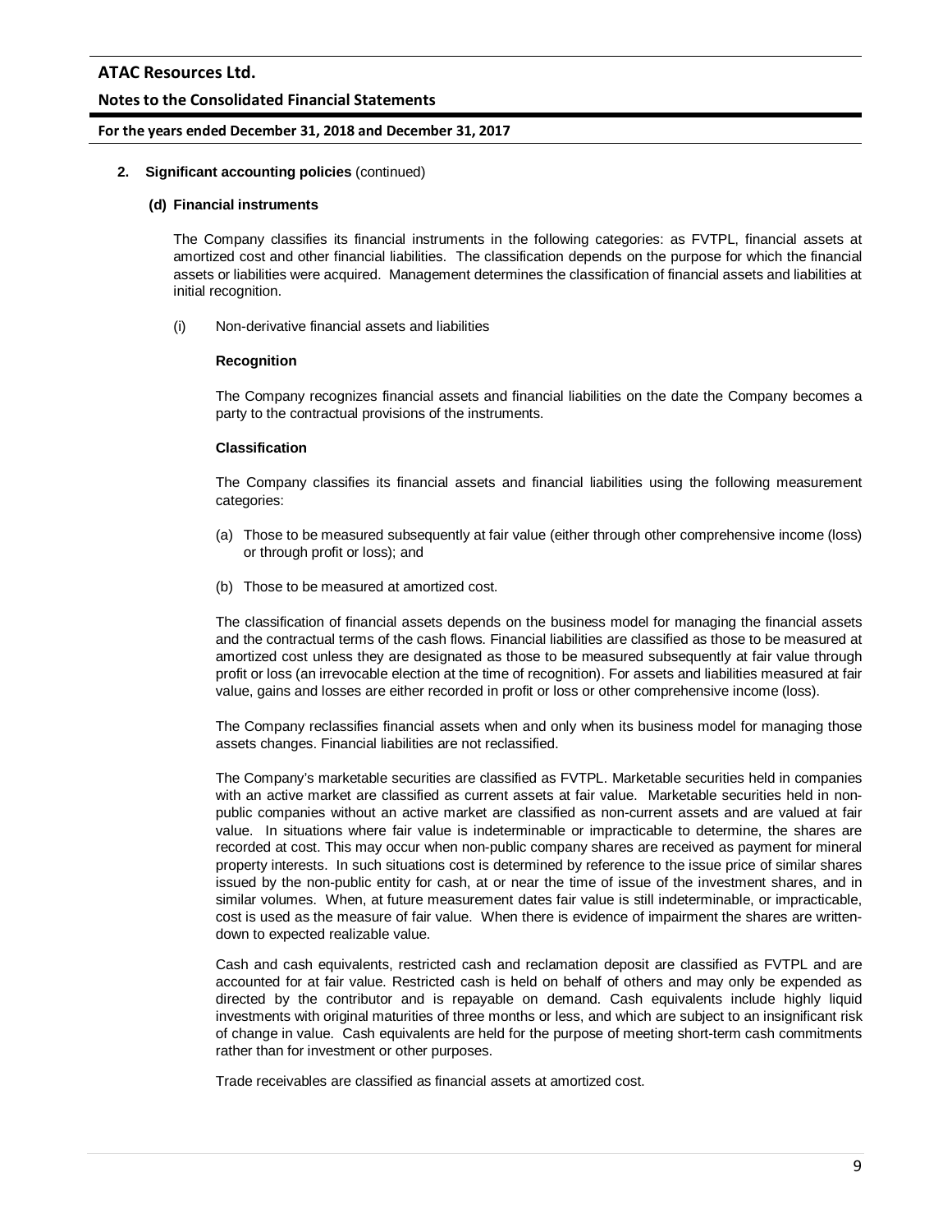**2. Significant accounting policies** (continued)

**(d) Financial instruments**

The Company classifies its financial instruments in the following categories: as FVTPL, financial assets at amortized cost and other financial liabilities. The classification depends on the purpose for which the financial assets or liabilities were acquired. Management determines the classification of financial assets and liabilities at initial recognition.

(i) Non-derivative financial assets and liabilities

**Recognition**

The Company recognizes financial assets and financial liabilities on the date the Company becomes a party to the contractual provisions of the instruments.

**Classification**

The Company classifies its financial assets and financial liabilities using the following measurement categories:

(a) Those to be measured subsequently at fair value (either through other comprehensive income (loss) or through profit or loss); and

(b) Those to be measured at amortized cost.

The classification of financial assets depends on the business model for managing the financial assets and the contractual terms of the cash flows. Financial liabilities are classified as those to be measured at amortized cost unless they are designated as those to be measured subsequently at fair value through profit or loss (an irrevocable election at the time of recognition). For assets and liabilities measured at fair value, gains and losses are either recorded in profit or loss or other comprehensive income (loss).

The Company reclassifies financial assets when and only when its business model for managing those assets changes. Financial liabilities are not reclassified.

The Company's marketable securities are classified as FVTPL. Marketable securities held in companies with an active market are classified as current assets at fair value. Marketable securities held in non-public companies without an active market are classified as non-current assets and are valued at fair value. In situations where fair value is indeterminable or impracticable to determine, the shares are recorded at cost. This may occur when non-public company shares are received as payment for mineral property interests. In such situations cost is determined by reference to the issue price of similar shares issued by the non-public entity for cash, at or near the time of issue of the investment shares, and in similar volumes. When, at future measurement dates fair value is still indeterminable, or impracticable, cost is used as the measure of fair value. When there is evidence of impairment the shares are written-down to expected realizable value.

Cash and cash equivalents, restricted cash and reclamation deposit are classified as FVTPL and are accounted for at fair value. Restricted cash is held on behalf of others and may only be expended as directed by the contributor and is repayable on demand. Cash equivalents include highly liquid investments with original maturities of three months or less, and which are subject to an insignificant risk of change in value. Cash equivalents are held for the purpose of meeting short-term cash commitments rather than for investment or other purposes.

Trade receivables are classified as financial assets at amortized cost.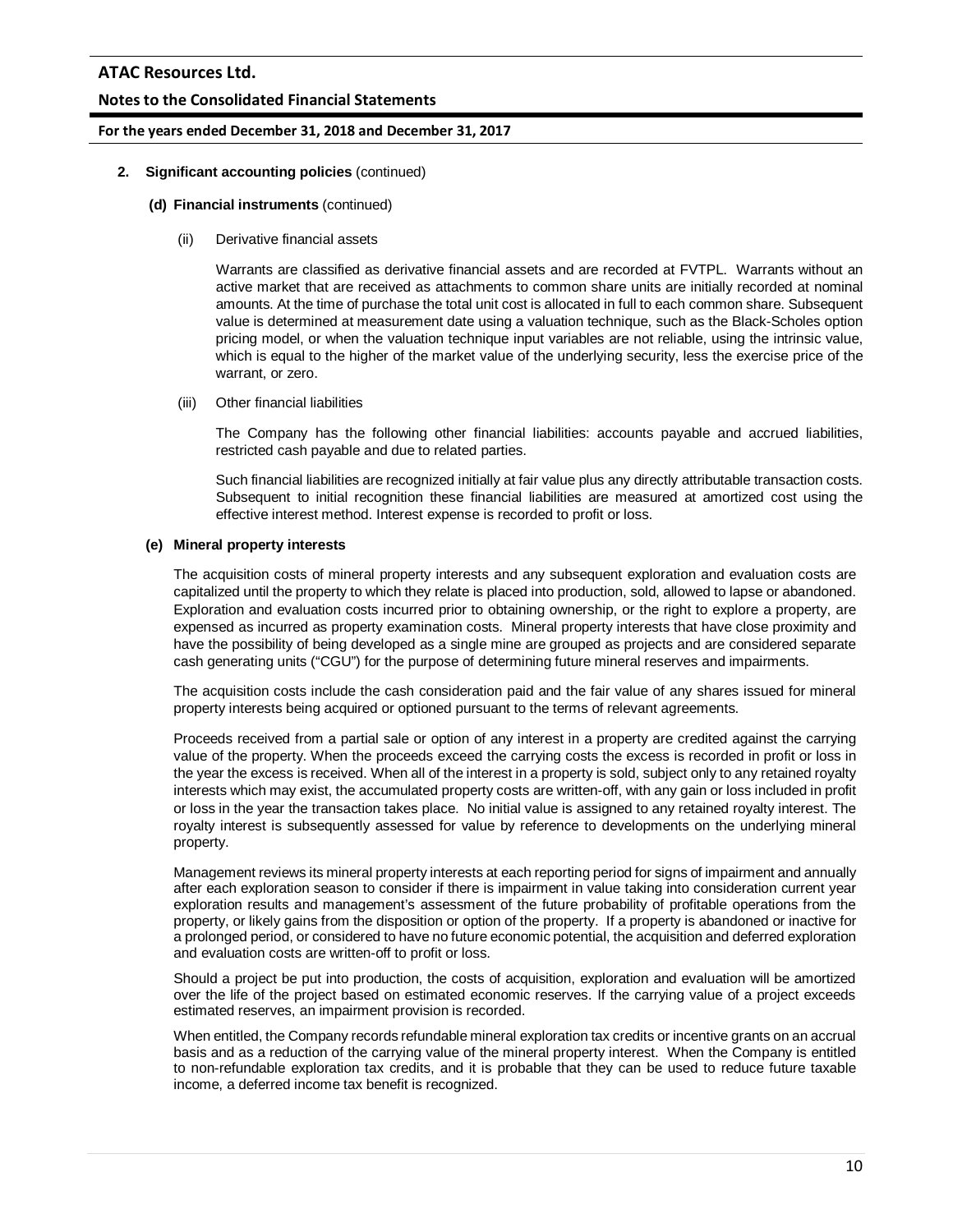## 2. Significant accounting policies (continued)

### (d) Financial instruments (continued)

(ii) Derivative financial assets

Warrants are classified as derivative financial assets and are recorded at FVTPL. Warrants without an active market that are received as attachments to common share units are initially recorded at nominal amounts. At the time of purchase the total unit cost is allocated in full to each common share. Subsequent value is determined at measurement date using a valuation technique, such as the Black-Scholes option pricing model, or when the valuation technique input variables are not reliable, using the intrinsic value, which is equal to the higher of the market value of the underlying security, less the exercise price of the warrant, or zero.

(iii) Other financial liabilities

The Company has the following other financial liabilities: accounts payable and accrued liabilities, restricted cash payable and due to related parties.

Such financial liabilities are recognized initially at fair value plus any directly attributable transaction costs. Subsequent to initial recognition these financial liabilities are measured at amortized cost using the effective interest method. Interest expense is recorded to profit or loss.

### (e) Mineral property interests

The acquisition costs of mineral property interests and any subsequent exploration and evaluation costs are capitalized until the property to which they relate is placed into production, sold, allowed to lapse or abandoned. Exploration and evaluation costs incurred prior to obtaining ownership, or the right to explore a property, are expensed as incurred as property examination costs. Mineral property interests that have close proximity and have the possibility of being developed as a single mine are grouped as projects and are considered separate cash generating units ("CGU") for the purpose of determining future mineral reserves and impairments.

The acquisition costs include the cash consideration paid and the fair value of any shares issued for mineral property interests being acquired or optioned pursuant to the terms of relevant agreements.

Proceeds received from a partial sale or option of any interest in a property are credited against the carrying value of the property. When the proceeds exceed the carrying costs the excess is recorded in profit or loss in the year the excess is received. When all of the interest in a property is sold, subject only to any retained royalty interests which may exist, the accumulated property costs are written-off, with any gain or loss included in profit or loss in the year the transaction takes place. No initial value is assigned to any retained royalty interest. The royalty interest is subsequently assessed for value by reference to developments on the underlying mineral property.

Management reviews its mineral property interests at each reporting period for signs of impairment and annually after each exploration season to consider if there is impairment in value taking into consideration current year exploration results and management's assessment of the future probability of profitable operations from the property, or likely gains from the disposition or option of the property. If a property is abandoned or inactive for a prolonged period, or considered to have no future economic potential, the acquisition and deferred exploration and evaluation costs are written-off to profit or loss.

Should a project be put into production, the costs of acquisition, exploration and evaluation will be amortized over the life of the project based on estimated economic reserves. If the carrying value of a project exceeds estimated reserves, an impairment provision is recorded.

When entitled, the Company records refundable mineral exploration tax credits or incentive grants on an accrual basis and as a reduction of the carrying value of the mineral property interest. When the Company is entitled to non-refundable exploration tax credits, and it is probable that they can be used to reduce future taxable income, a deferred income tax benefit is recognized.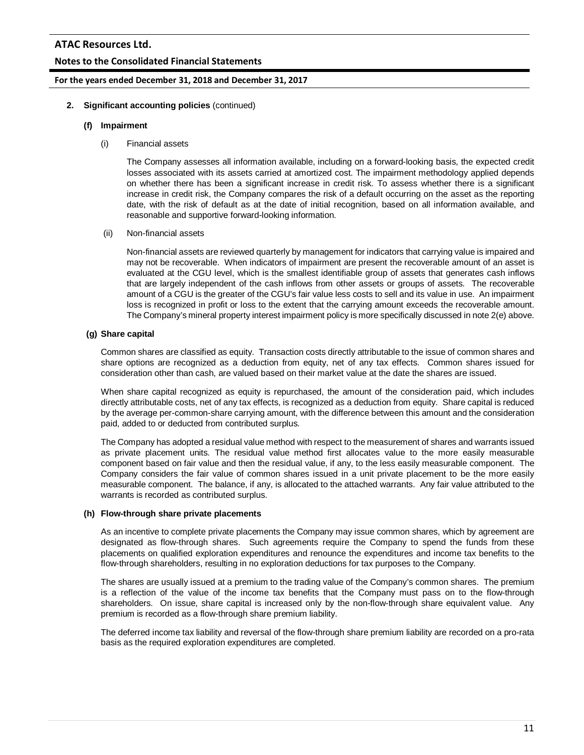**2. Significant accounting policies** (continued)

**(f) Impairment**

(i) Financial assets

The Company assesses all information available, including on a forward-looking basis, the expected credit losses associated with its assets carried at amortized cost. The impairment methodology applied depends on whether there has been a significant increase in credit risk. To assess whether there is a significant increase in credit risk, the Company compares the risk of a default occurring on the asset as the reporting date, with the risk of default as at the date of initial recognition, based on all information available, and reasonable and supportive forward-looking information.

(ii) Non-financial assets

Non-financial assets are reviewed quarterly by management for indicators that carrying value is impaired and may not be recoverable. When indicators of impairment are present the recoverable amount of an asset is evaluated at the CGU level, which is the smallest identifiable group of assets that generates cash inflows that are largely independent of the cash inflows from other assets or groups of assets. The recoverable amount of a CGU is the greater of the CGU's fair value less costs to sell and its value in use. An impairment loss is recognized in profit or loss to the extent that the carrying amount exceeds the recoverable amount. The Company's mineral property interest impairment policy is more specifically discussed in note 2(e) above.

**(g) Share capital**

Common shares are classified as equity. Transaction costs directly attributable to the issue of common shares and share options are recognized as a deduction from equity, net of any tax effects. Common shares issued for consideration other than cash, are valued based on their market value at the date the shares are issued.

When share capital recognized as equity is repurchased, the amount of the consideration paid, which includes directly attributable costs, net of any tax effects, is recognized as a deduction from equity. Share capital is reduced by the average per-common-share carrying amount, with the difference between this amount and the consideration paid, added to or deducted from contributed surplus.

The Company has adopted a residual value method with respect to the measurement of shares and warrants issued as private placement units. The residual value method first allocates value to the more easily measurable component based on fair value and then the residual value, if any, to the less easily measurable component. The Company considers the fair value of common shares issued in a unit private placement to be the more easily measurable component. The balance, if any, is allocated to the attached warrants. Any fair value attributed to the warrants is recorded as contributed surplus.

**(h) Flow-through share private placements**

As an incentive to complete private placements the Company may issue common shares, which by agreement are designated as flow-through shares. Such agreements require the Company to spend the funds from these placements on qualified exploration expenditures and renounce the expenditures and income tax benefits to the flow-through shareholders, resulting in no exploration deductions for tax purposes to the Company.

The shares are usually issued at a premium to the trading value of the Company's common shares. The premium is a reflection of the value of the income tax benefits that the Company must pass on to the flow-through shareholders. On issue, share capital is increased only by the non-flow-through share equivalent value. Any premium is recorded as a flow-through share premium liability.

The deferred income tax liability and reversal of the flow-through share premium liability are recorded on a pro-rata basis as the required exploration expenditures are completed.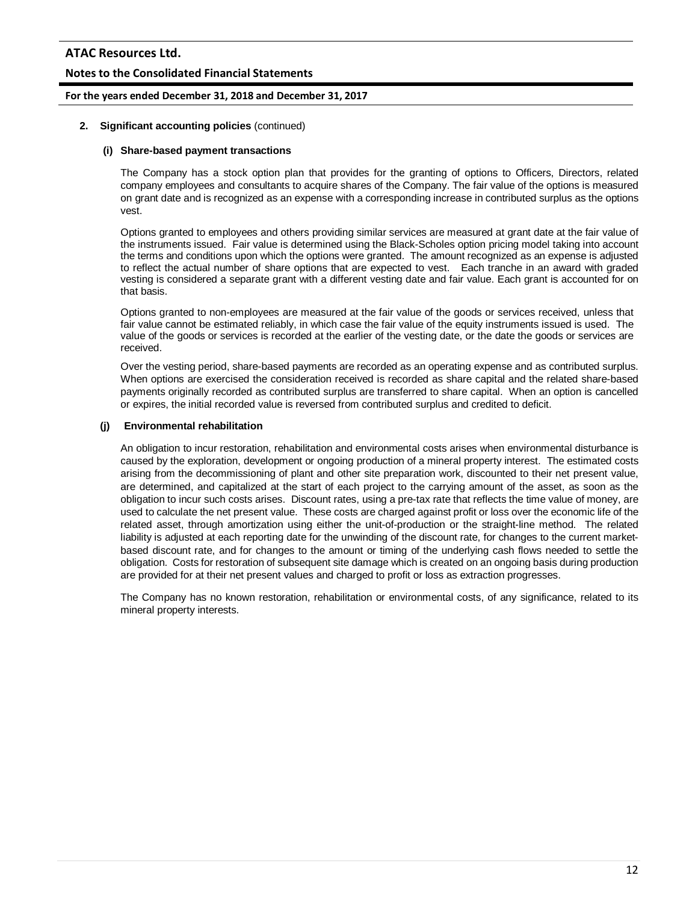**2. Significant accounting policies** (continued)

**(i) Share-based payment transactions**

The Company has a stock option plan that provides for the granting of options to Officers, Directors, related company employees and consultants to acquire shares of the Company. The fair value of the options is measured on grant date and is recognized as an expense with a corresponding increase in contributed surplus as the options vest.

Options granted to employees and others providing similar services are measured at grant date at the fair value of the instruments issued. Fair value is determined using the Black-Scholes option pricing model taking into account the terms and conditions upon which the options were granted. The amount recognized as an expense is adjusted to reflect the actual number of share options that are expected to vest. Each tranche in an award with graded vesting is considered a separate grant with a different vesting date and fair value. Each grant is accounted for on that basis.

Options granted to non-employees are measured at the fair value of the goods or services received, unless that fair value cannot be estimated reliably, in which case the fair value of the equity instruments issued is used. The value of the goods or services is recorded at the earlier of the vesting date, or the date the goods or services are received.

Over the vesting period, share-based payments are recorded as an operating expense and as contributed surplus. When options are exercised the consideration received is recorded as share capital and the related share-based payments originally recorded as contributed surplus are transferred to share capital. When an option is cancelled or expires, the initial recorded value is reversed from contributed surplus and credited to deficit.

**(j) Environmental rehabilitation**

An obligation to incur restoration, rehabilitation and environmental costs arises when environmental disturbance is caused by the exploration, development or ongoing production of a mineral property interest. The estimated costs arising from the decommissioning of plant and other site preparation work, discounted to their net present value, are determined, and capitalized at the start of each project to the carrying amount of the asset, as soon as the obligation to incur such costs arises. Discount rates, using a pre-tax rate that reflects the time value of money, are used to calculate the net present value. These costs are charged against profit or loss over the economic life of the related asset, through amortization using either the unit-of-production or the straight-line method. The related liability is adjusted at each reporting date for the unwinding of the discount rate, for changes to the current market-based discount rate, and for changes to the amount or timing of the underlying cash flows needed to settle the obligation. Costs for restoration of subsequent site damage which is created on an ongoing basis during production are provided for at their net present values and charged to profit or loss as extraction progresses.

The Company has no known restoration, rehabilitation or environmental costs, of any significance, related to its mineral property interests.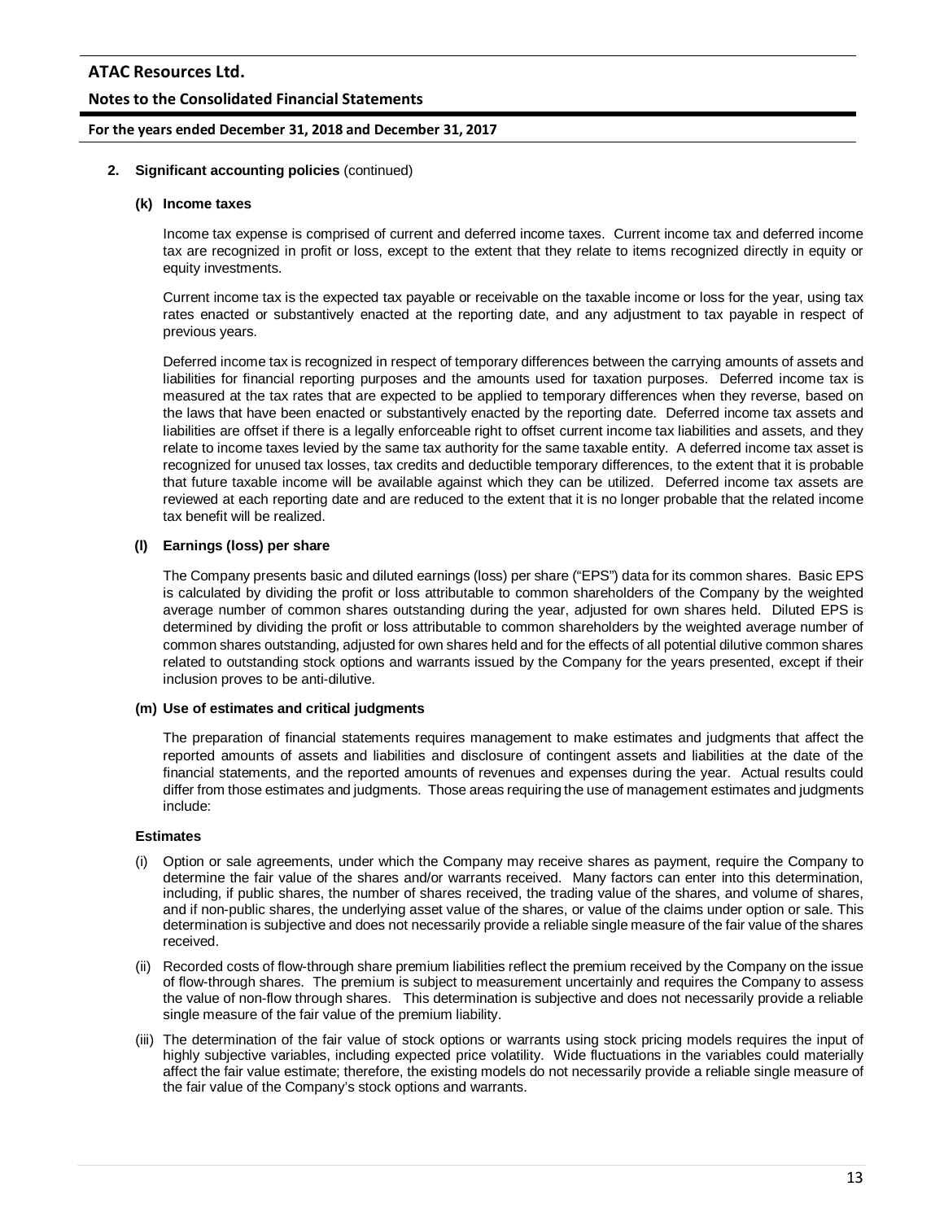**2. Significant accounting policies** (continued)

**(k) Income taxes**

Income tax expense is comprised of current and deferred income taxes. Current income tax and deferred income tax are recognized in profit or loss, except to the extent that they relate to items recognized directly in equity or equity investments.

Current income tax is the expected tax payable or receivable on the taxable income or loss for the year, using tax rates enacted or substantively enacted at the reporting date, and any adjustment to tax payable in respect of previous years.

Deferred income tax is recognized in respect of temporary differences between the carrying amounts of assets and liabilities for financial reporting purposes and the amounts used for taxation purposes. Deferred income tax is measured at the tax rates that are expected to be applied to temporary differences when they reverse, based on the laws that have been enacted or substantively enacted by the reporting date. Deferred income tax assets and liabilities are offset if there is a legally enforceable right to offset current income tax liabilities and assets, and they relate to income taxes levied by the same tax authority for the same taxable entity. A deferred income tax asset is recognized for unused tax losses, tax credits and deductible temporary differences, to the extent that it is probable that future taxable income will be available against which they can be utilized. Deferred income tax assets are reviewed at each reporting date and are reduced to the extent that it is no longer probable that the related income tax benefit will be realized.

**(l) Earnings (loss) per share**

The Company presents basic and diluted earnings (loss) per share ("EPS") data for its common shares. Basic EPS is calculated by dividing the profit or loss attributable to common shareholders of the Company by the weighted average number of common shares outstanding during the year, adjusted for own shares held. Diluted EPS is determined by dividing the profit or loss attributable to common shareholders by the weighted average number of common shares outstanding, adjusted for own shares held and for the effects of all potential dilutive common shares related to outstanding stock options and warrants issued by the Company for the years presented, except if their inclusion proves to be anti-dilutive.

**(m) Use of estimates and critical judgments**

The preparation of financial statements requires management to make estimates and judgments that affect the reported amounts of assets and liabilities and disclosure of contingent assets and liabilities at the date of the financial statements, and the reported amounts of revenues and expenses during the year. Actual results could differ from those estimates and judgments. Those areas requiring the use of management estimates and judgments include:

**Estimates**

(i) Option or sale agreements, under which the Company may receive shares as payment, require the Company to determine the fair value of the shares and/or warrants received. Many factors can enter into this determination, including, if public shares, the number of shares received, the trading value of the shares, and volume of shares, and if non-public shares, the underlying asset value of the shares, or value of the claims under option or sale. This determination is subjective and does not necessarily provide a reliable single measure of the fair value of the shares received.

(ii) Recorded costs of flow-through share premium liabilities reflect the premium received by the Company on the issue of flow-through shares. The premium is subject to measurement uncertainly and requires the Company to assess the value of non-flow through shares. This determination is subjective and does not necessarily provide a reliable single measure of the fair value of the premium liability.

(iii) The determination of the fair value of stock options or warrants using stock pricing models requires the input of highly subjective variables, including expected price volatility. Wide fluctuations in the variables could materially affect the fair value estimate; therefore, the existing models do not necessarily provide a reliable single measure of the fair value of the Company's stock options and warrants.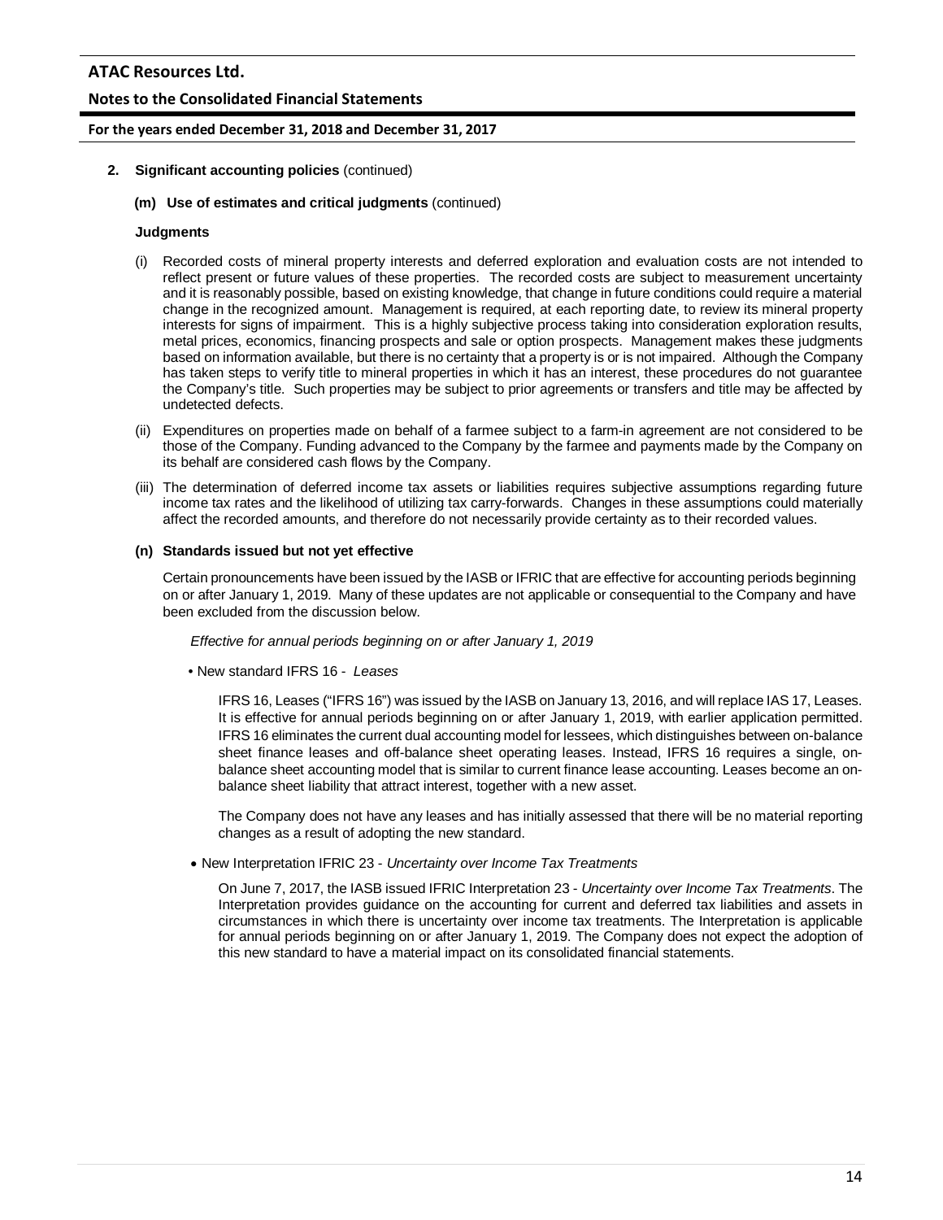**2. Significant accounting policies** (continued)

**(m) Use of estimates and critical judgments** (continued)

**Judgments**

(i) Recorded costs of mineral property interests and deferred exploration and evaluation costs are not intended to reflect present or future values of these properties. The recorded costs are subject to measurement uncertainty and it is reasonably possible, based on existing knowledge, that change in future conditions could require a material change in the recognized amount. Management is required, at each reporting date, to review its mineral property interests for signs of impairment. This is a highly subjective process taking into consideration exploration results, metal prices, economics, financing prospects and sale or option prospects. Management makes these judgments based on information available, but there is no certainty that a property is or is not impaired. Although the Company has taken steps to verify title to mineral properties in which it has an interest, these procedures do not guarantee the Company's title. Such properties may be subject to prior agreements or transfers and title may be affected by undetected defects.

(ii) Expenditures on properties made on behalf of a farmee subject to a farm-in agreement are not considered to be those of the Company. Funding advanced to the Company by the farmee and payments made by the Company on its behalf are considered cash flows by the Company.

(iii) The determination of deferred income tax assets or liabilities requires subjective assumptions regarding future income tax rates and the likelihood of utilizing tax carry-forwards. Changes in these assumptions could materially affect the recorded amounts, and therefore do not necessarily provide certainty as to their recorded values.

**(n) Standards issued but not yet effective**

Certain pronouncements have been issued by the IASB or IFRIC that are effective for accounting periods beginning on or after January 1, 2019. Many of these updates are not applicable or consequential to the Company and have been excluded from the discussion below.

*Effective for annual periods beginning on or after January 1, 2019*

- New standard IFRS 16 - *Leases*

  IFRS 16, Leases ("IFRS 16") was issued by the IASB on January 13, 2016, and will replace IAS 17, Leases. It is effective for annual periods beginning on or after January 1, 2019, with earlier application permitted. IFRS 16 eliminates the current dual accounting model for lessees, which distinguishes between on-balance sheet finance leases and off-balance sheet operating leases. Instead, IFRS 16 requires a single, on-balance sheet accounting model that is similar to current finance lease accounting. Leases become an on-balance sheet liability that attract interest, together with a new asset.

  The Company does not have any leases and has initially assessed that there will be no material reporting changes as a result of adopting the new standard.

- New Interpretation IFRIC 23 - *Uncertainty over Income Tax Treatments*

  On June 7, 2017, the IASB issued IFRIC Interpretation 23 - *Uncertainty over Income Tax Treatments*. The Interpretation provides guidance on the accounting for current and deferred tax liabilities and assets in circumstances in which there is uncertainty over income tax treatments. The Interpretation is applicable for annual periods beginning on or after January 1, 2019. The Company does not expect the adoption of this new standard to have a material impact on its consolidated financial statements.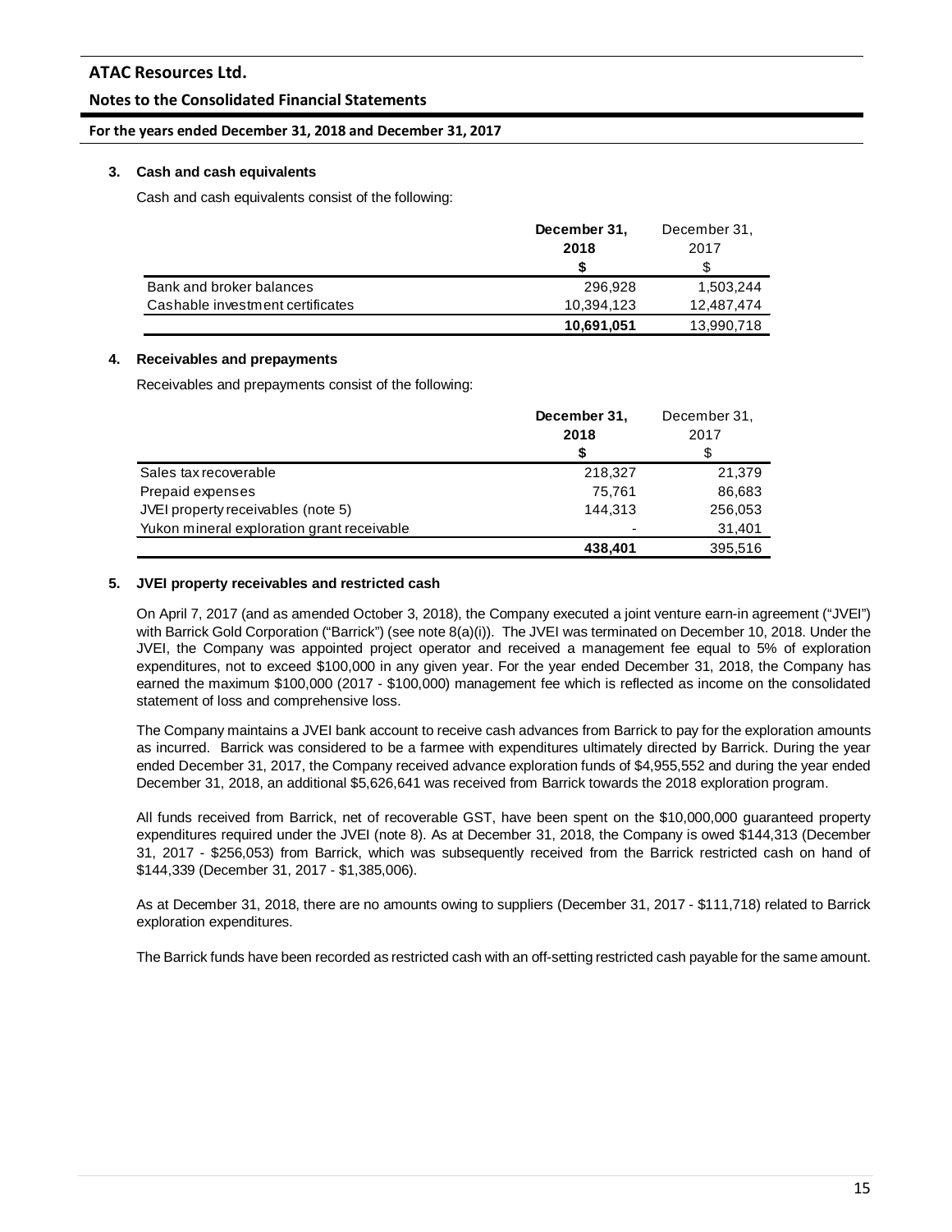### 3. Cash and cash equivalents

Cash and cash equivalents consist of the following:

| | December 31, 2018 | December 31, 2017 |
|---|---|---|
| | $ | $ |
| Bank and broker balances | 296,928 | 1,503,244 |
| Cashable investment certificates | 10,394,123 | 12,487,474 |
| | **10,691,051** | 13,990,718 |

### 4. Receivables and prepayments

Receivables and prepayments consist of the following:

| | December 31, 2018 | December 31, 2017 |
|---|---|---|
| | $ | $ |
| Sales tax recoverable | 218,327 | 21,379 |
| Prepaid expenses | 75,761 | 86,683 |
| JVEI property receivables (note 5) | 144,313 | 256,053 |
| Yukon mineral exploration grant receivable | - | 31,401 |
| | **438,401** | 395,516 |

### 5. JVEI property receivables and restricted cash

On April 7, 2017 (and as amended October 3, 2018), the Company executed a joint venture earn-in agreement ("JVEI") with Barrick Gold Corporation ("Barrick") (see note 8(a)(i)). The JVEI was terminated on December 10, 2018. Under the JVEI, the Company was appointed project operator and received a management fee equal to 5% of exploration expenditures, not to exceed $100,000 in any given year. For the year ended December 31, 2018, the Company has earned the maximum $100,000 (2017 - $100,000) management fee which is reflected as income on the consolidated statement of loss and comprehensive loss.

The Company maintains a JVEI bank account to receive cash advances from Barrick to pay for the exploration amounts as incurred. Barrick was considered to be a farmee with expenditures ultimately directed by Barrick. During the year ended December 31, 2017, the Company received advance exploration funds of $4,955,552 and during the year ended December 31, 2018, an additional $5,626,641 was received from Barrick towards the 2018 exploration program.

All funds received from Barrick, net of recoverable GST, have been spent on the $10,000,000 guaranteed property expenditures required under the JVEI (note 8). As at December 31, 2018, the Company is owed $144,313 (December 31, 2017 - $256,053) from Barrick, which was subsequently received from the Barrick restricted cash on hand of $144,339 (December 31, 2017 - $1,385,006).

As at December 31, 2018, there are no amounts owing to suppliers (December 31, 2017 - $111,718) related to Barrick exploration expenditures.

The Barrick funds have been recorded as restricted cash with an off-setting restricted cash payable for the same amount.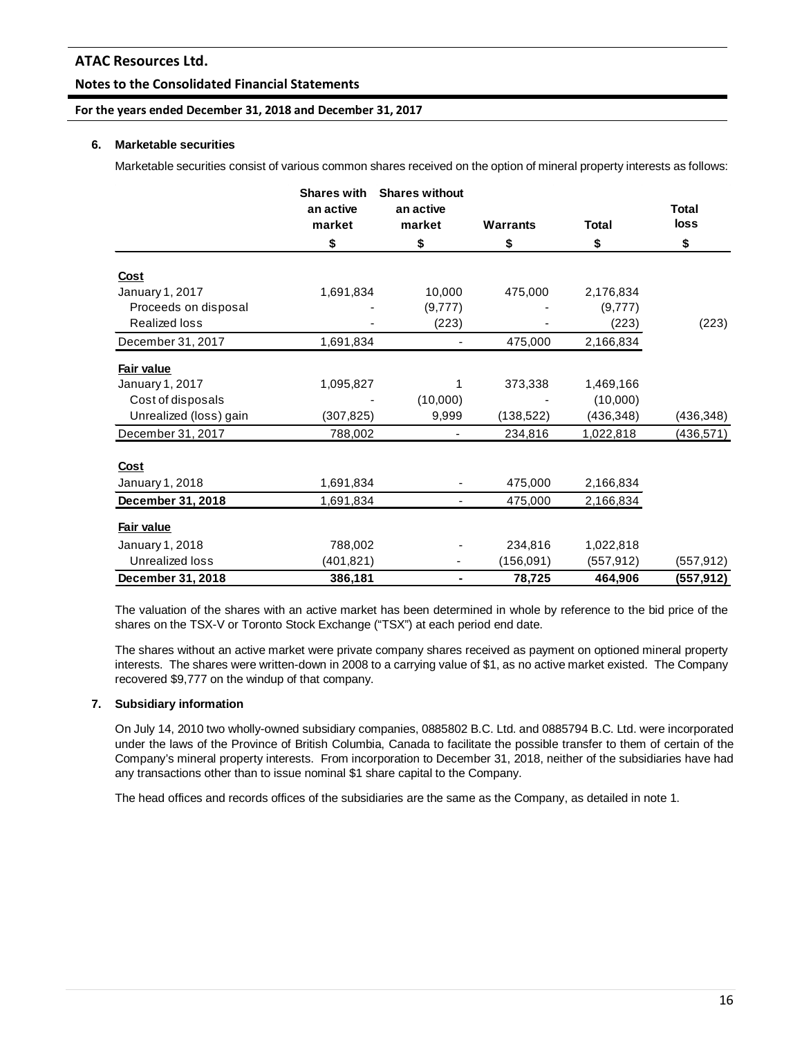## 6. Marketable securities

Marketable securities consist of various common shares received on the option of mineral property interests as follows:

| | Shares with an active market | Shares without an active market | Warrants | Total | Total loss |
|---|---|---|---|---|---|
| | $ | $ | $ | $ | $ |
| **Cost** | | | | | |
| January 1, 2017 | 1,691,834 | 10,000 | 475,000 | 2,176,834 | |
| Proceeds on disposal | - | (9,777) | - | (9,777) | |
| Realized loss | - | (223) | - | (223) | (223) |
| December 31, 2017 | 1,691,834 | - | 475,000 | 2,166,834 | |
| **Fair value** | | | | | |
| January 1, 2017 | 1,095,827 | 1 | 373,338 | 1,469,166 | |
| Cost of disposals | - | (10,000) | - | (10,000) | |
| Unrealized (loss) gain | (307,825) | 9,999 | (138,522) | (436,348) | (436,348) |
| December 31, 2017 | 788,002 | - | 234,816 | 1,022,818 | (436,571) |
| **Cost** | | | | | |
| January 1, 2018 | 1,691,834 | - | 475,000 | 2,166,834 | |
| **December 31, 2018** | 1,691,834 | - | 475,000 | 2,166,834 | |
| **Fair value** | | | | | |
| January 1, 2018 | 788,002 | - | 234,816 | 1,022,818 | |
| Unrealized loss | (401,821) | - | (156,091) | (557,912) | (557,912) |
| **December 31, 2018** | **386,181** | **-** | **78,725** | **464,906** | **(557,912)** |

The valuation of the shares with an active market has been determined in whole by reference to the bid price of the shares on the TSX-V or Toronto Stock Exchange ("TSX") at each period end date.

The shares without an active market were private company shares received as payment on optioned mineral property interests. The shares were written-down in 2008 to a carrying value of $1, as no active market existed. The Company recovered $9,777 on the windup of that company.

## 7. Subsidiary information

On July 14, 2010 two wholly-owned subsidiary companies, 0885802 B.C. Ltd. and 0885794 B.C. Ltd. were incorporated under the laws of the Province of British Columbia, Canada to facilitate the possible transfer to them of certain of the Company's mineral property interests. From incorporation to December 31, 2018, neither of the subsidiaries have had any transactions other than to issue nominal $1 share capital to the Company.

The head offices and records offices of the subsidiaries are the same as the Company, as detailed in note 1.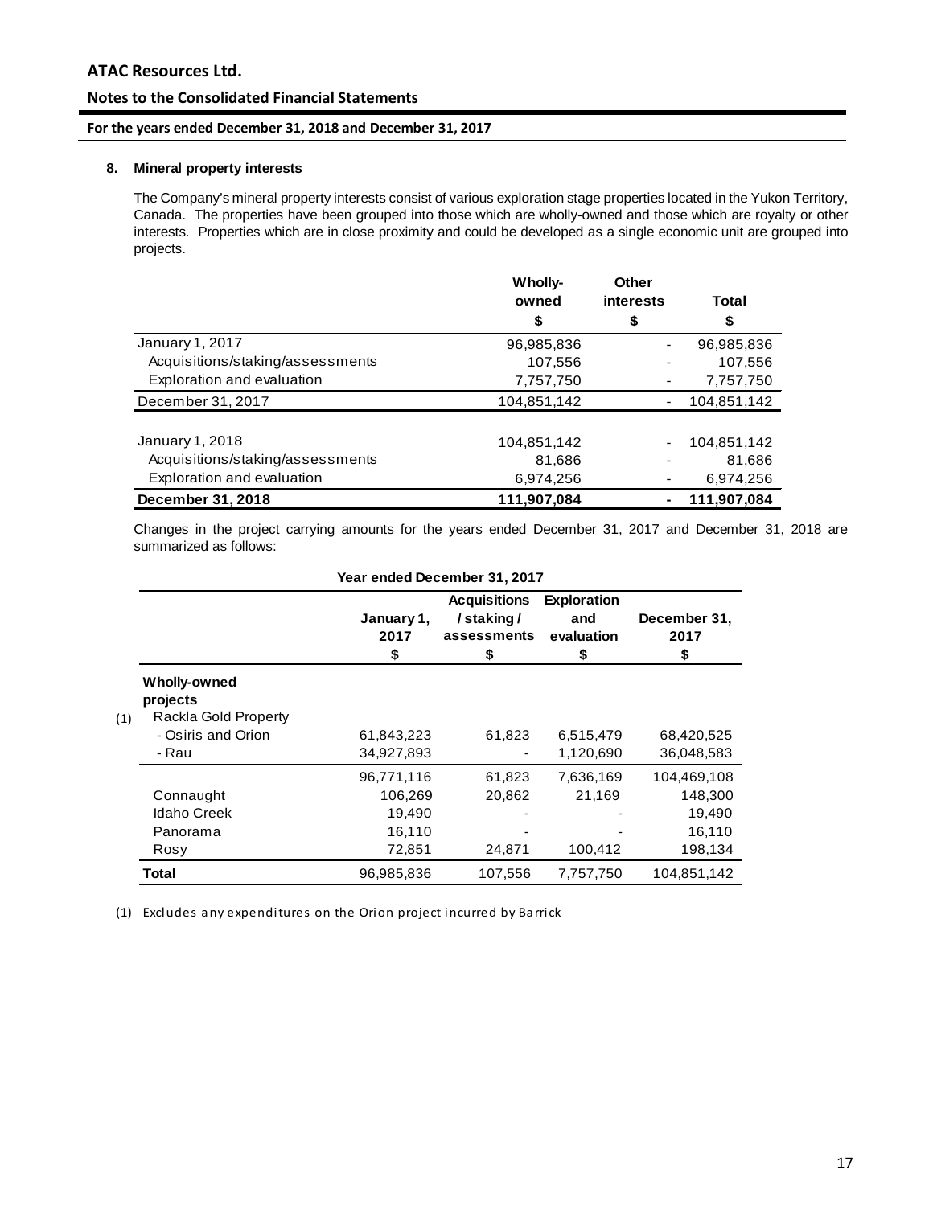## 8. Mineral property interests

The Company's mineral property interests consist of various exploration stage properties located in the Yukon Territory, Canada. The properties have been grouped into those which are wholly-owned and those which are royalty or other interests. Properties which are in close proximity and could be developed as a single economic unit are grouped into projects.

| | Wholly-owned $ | Other interests $ | Total $ |
|---|---|---|---|
| January 1, 2017 | 96,985,836 | - | 96,985,836 |
| Acquisitions/staking/assessments | 107,556 | - | 107,556 |
| Exploration and evaluation | 7,757,750 | - | 7,757,750 |
| December 31, 2017 | 104,851,142 | - | 104,851,142 |
| | | | |
| January 1, 2018 | 104,851,142 | - | 104,851,142 |
| Acquisitions/staking/assessments | 81,686 | - | 81,686 |
| Exploration and evaluation | 6,974,256 | - | 6,974,256 |
| **December 31, 2018** | **111,907,084** | **-** | **111,907,084** |

Changes in the project carrying amounts for the years ended December 31, 2017 and December 31, 2018 are summarized as follows:

**Year ended December 31, 2017**

| | January 1, 2017 $ | Acquisitions / staking / assessments $ | Exploration and evaluation $ | December 31, 2017 $ |
|---|---|---|---|---|
| **Wholly-owned projects** | | | | |
| Rackla Gold Property (1) | | | | |
| - Osiris and Orion | 61,843,223 | 61,823 | 6,515,479 | 68,420,525 |
| - Rau | 34,927,893 | - | 1,120,690 | 36,048,583 |
| | 96,771,116 | 61,823 | 7,636,169 | 104,469,108 |
| Connaught | 106,269 | 20,862 | 21,169 | 148,300 |
| Idaho Creek | 19,490 | - | - | 19,490 |
| Panorama | 16,110 | - | - | 16,110 |
| Rosy | 72,851 | 24,871 | 100,412 | 198,134 |
| **Total** | 96,985,836 | 107,556 | 7,757,750 | 104,851,142 |

(1) Excludes any expenditures on the Orion project incurred by Barrick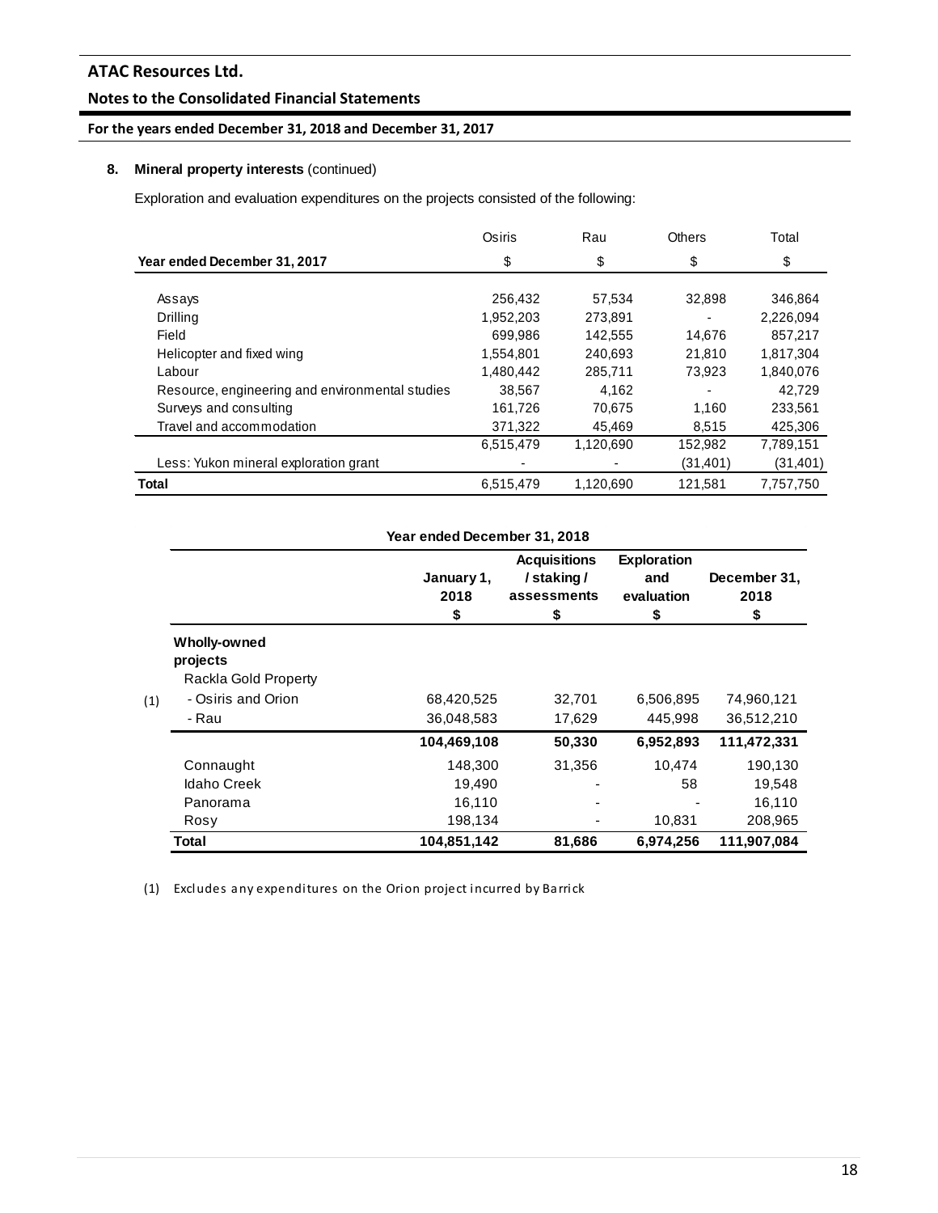## 8. Mineral property interests (continued)

Exploration and evaluation expenditures on the projects consisted of the following:

| Year ended December 31, 2017 | Osiris<br>$ | Rau<br>$ | Others<br>$ | Total<br>$ |
|---|---|---|---|---|
| Assays | 256,432 | 57,534 | 32,898 | 346,864 |
| Drilling | 1,952,203 | 273,891 | - | 2,226,094 |
| Field | 699,986 | 142,555 | 14,676 | 857,217 |
| Helicopter and fixed wing | 1,554,801 | 240,693 | 21,810 | 1,817,304 |
| Labour | 1,480,442 | 285,711 | 73,923 | 1,840,076 |
| Resource, engineering and environmental studies | 38,567 | 4,162 | - | 42,729 |
| Surveys and consulting | 161,726 | 70,675 | 1,160 | 233,561 |
| Travel and accommodation | 371,322 | 45,469 | 8,515 | 425,306 |
| | 6,515,479 | 1,120,690 | 152,982 | 7,789,151 |
| Less: Yukon mineral exploration grant | - | - | (31,401) | (31,401) |
| **Total** | 6,515,479 | 1,120,690 | 121,581 | 7,757,750 |

**Year ended December 31, 2018**

| | | January 1, 2018<br>$ | Acquisitions / staking / assessments<br>$ | Exploration and evaluation<br>$ | December 31, 2018<br>$ |
|---|---|---|---|---|---|
| | **Wholly-owned projects** | | | | |
| | Rackla Gold Property | | | | |
| (1) | - Osiris and Orion | 68,420,525 | 32,701 | 6,506,895 | 74,960,121 |
| | - Rau | 36,048,583 | 17,629 | 445,998 | 36,512,210 |
| | | **104,469,108** | **50,330** | **6,952,893** | **111,472,331** |
| | Connaught | 148,300 | 31,356 | 10,474 | 190,130 |
| | Idaho Creek | 19,490 | - | 58 | 19,548 |
| | Panorama | 16,110 | - | - | 16,110 |
| | Rosy | 198,134 | - | 10,831 | 208,965 |
| | **Total** | **104,851,142** | **81,686** | **6,974,256** | **111,907,084** |

(1) Excludes any expenditures on the Orion project incurred by Barrick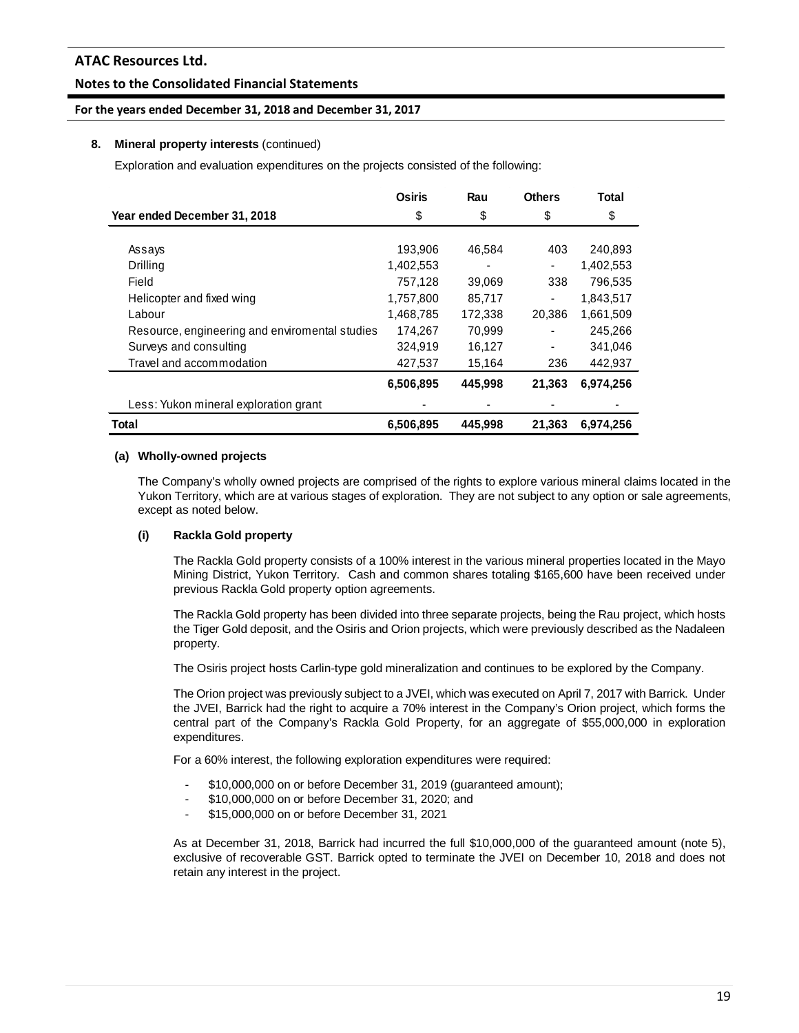**8. Mineral property interests** (continued)

Exploration and evaluation expenditures on the projects consisted of the following:

| Year ended December 31, 2018 | Osiris<br>$ | Rau<br>$ | Others<br>$ | Total<br>$ |
|---|---|---|---|---|
| Assays | 193,906 | 46,584 | 403 | 240,893 |
| Drilling | 1,402,553 | - | - | 1,402,553 |
| Field | 757,128 | 39,069 | 338 | 796,535 |
| Helicopter and fixed wing | 1,757,800 | 85,717 | - | 1,843,517 |
| Labour | 1,468,785 | 172,338 | 20,386 | 1,661,509 |
| Resource, engineering and enviromental studies | 174,267 | 70,999 | - | 245,266 |
| Surveys and consulting | 324,919 | 16,127 | - | 341,046 |
| Travel and accommodation | 427,537 | 15,164 | 236 | 442,937 |
| | **6,506,895** | **445,998** | **21,363** | **6,974,256** |
| Less: Yukon mineral exploration grant | - | - | - | - |
| **Total** | **6,506,895** | **445,998** | **21,363** | **6,974,256** |

**(a) Wholly-owned projects**

The Company's wholly owned projects are comprised of the rights to explore various mineral claims located in the Yukon Territory, which are at various stages of exploration. They are not subject to any option or sale agreements, except as noted below.

**(i) Rackla Gold property**

The Rackla Gold property consists of a 100% interest in the various mineral properties located in the Mayo Mining District, Yukon Territory. Cash and common shares totaling $165,600 have been received under previous Rackla Gold property option agreements.

The Rackla Gold property has been divided into three separate projects, being the Rau project, which hosts the Tiger Gold deposit, and the Osiris and Orion projects, which were previously described as the Nadaleen property.

The Osiris project hosts Carlin-type gold mineralization and continues to be explored by the Company.

The Orion project was previously subject to a JVEI, which was executed on April 7, 2017 with Barrick. Under the JVEI, Barrick had the right to acquire a 70% interest in the Company's Orion project, which forms the central part of the Company's Rackla Gold Property, for an aggregate of $55,000,000 in exploration expenditures.

For a 60% interest, the following exploration expenditures were required:

- $10,000,000 on or before December 31, 2019 (guaranteed amount);
- $10,000,000 on or before December 31, 2020; and
- $15,000,000 on or before December 31, 2021

As at December 31, 2018, Barrick had incurred the full $10,000,000 of the guaranteed amount (note 5), exclusive of recoverable GST. Barrick opted to terminate the JVEI on December 10, 2018 and does not retain any interest in the project.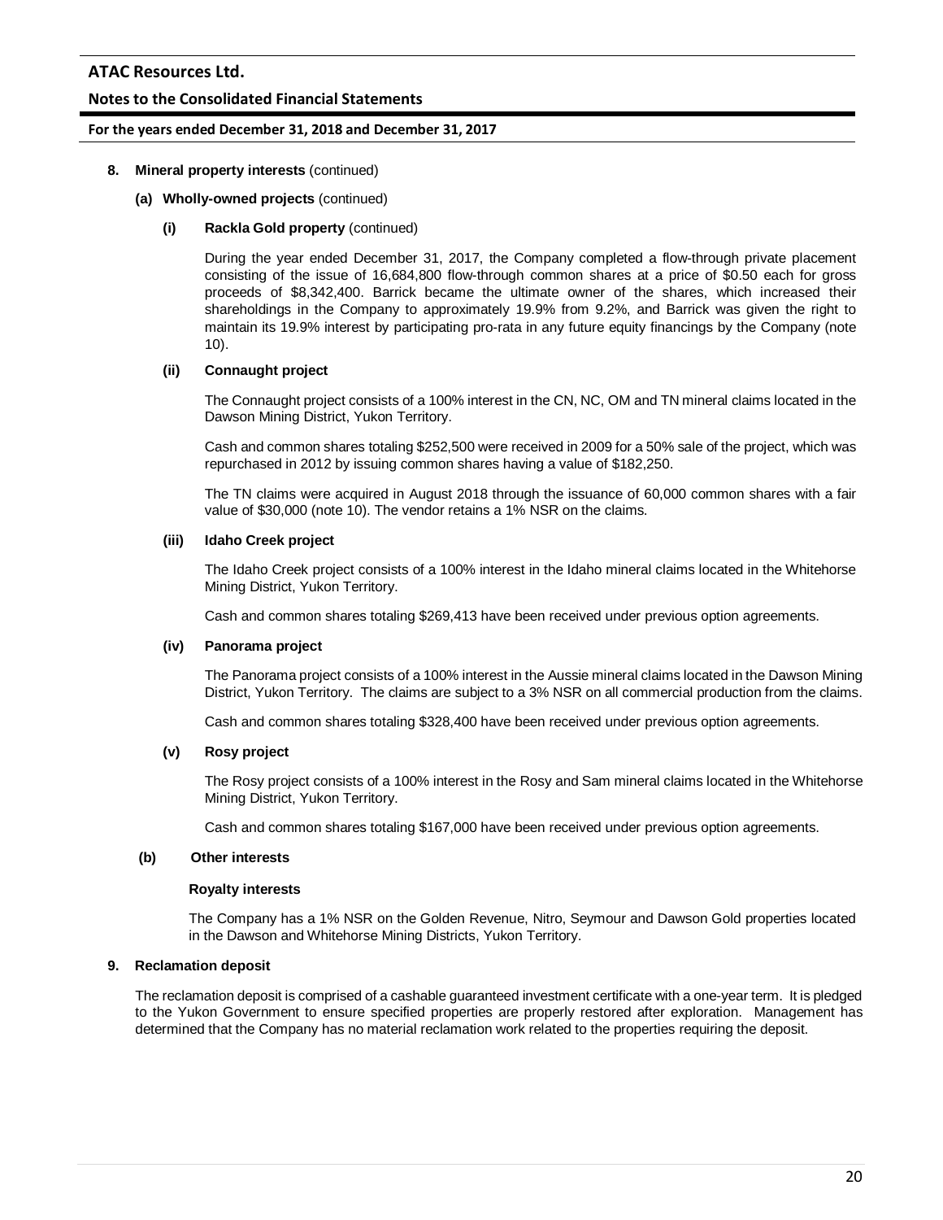**8. Mineral property interests** (continued)

**(a) Wholly-owned projects** (continued)

**(i) Rackla Gold property** (continued)

During the year ended December 31, 2017, the Company completed a flow-through private placement consisting of the issue of 16,684,800 flow-through common shares at a price of $0.50 each for gross proceeds of $8,342,400. Barrick became the ultimate owner of the shares, which increased their shareholdings in the Company to approximately 19.9% from 9.2%, and Barrick was given the right to maintain its 19.9% interest by participating pro-rata in any future equity financings by the Company (note 10).

**(ii) Connaught project**

The Connaught project consists of a 100% interest in the CN, NC, OM and TN mineral claims located in the Dawson Mining District, Yukon Territory.

Cash and common shares totaling $252,500 were received in 2009 for a 50% sale of the project, which was repurchased in 2012 by issuing common shares having a value of $182,250.

The TN claims were acquired in August 2018 through the issuance of 60,000 common shares with a fair value of $30,000 (note 10). The vendor retains a 1% NSR on the claims.

**(iii) Idaho Creek project**

The Idaho Creek project consists of a 100% interest in the Idaho mineral claims located in the Whitehorse Mining District, Yukon Territory.

Cash and common shares totaling $269,413 have been received under previous option agreements.

**(iv) Panorama project**

The Panorama project consists of a 100% interest in the Aussie mineral claims located in the Dawson Mining District, Yukon Territory. The claims are subject to a 3% NSR on all commercial production from the claims.

Cash and common shares totaling $328,400 have been received under previous option agreements.

**(v) Rosy project**

The Rosy project consists of a 100% interest in the Rosy and Sam mineral claims located in the Whitehorse Mining District, Yukon Territory.

Cash and common shares totaling $167,000 have been received under previous option agreements.

**(b) Other interests**

**Royalty interests**

The Company has a 1% NSR on the Golden Revenue, Nitro, Seymour and Dawson Gold properties located in the Dawson and Whitehorse Mining Districts, Yukon Territory.

**9. Reclamation deposit**

The reclamation deposit is comprised of a cashable guaranteed investment certificate with a one-year term. It is pledged to the Yukon Government to ensure specified properties are properly restored after exploration. Management has determined that the Company has no material reclamation work related to the properties requiring the deposit.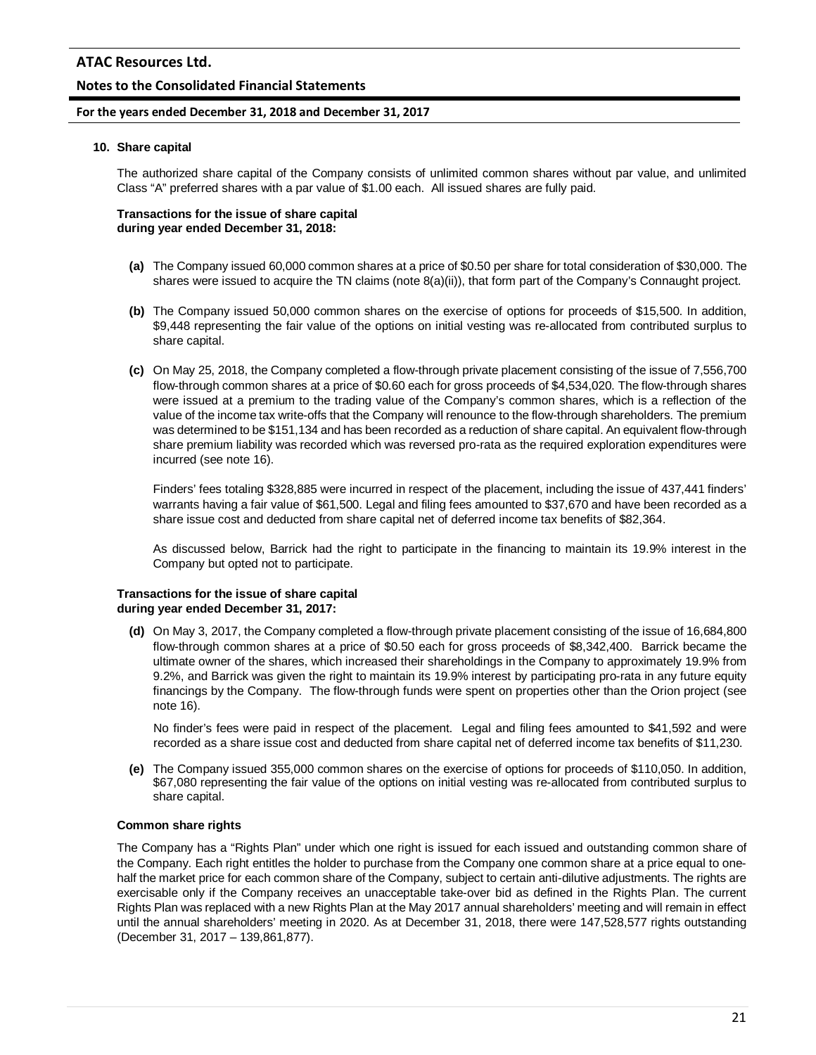## 10. Share capital

The authorized share capital of the Company consists of unlimited common shares without par value, and unlimited Class "A" preferred shares with a par value of $1.00 each. All issued shares are fully paid.

**Transactions for the issue of share capital during year ended December 31, 2018:**

**(a)** The Company issued 60,000 common shares at a price of $0.50 per share for total consideration of $30,000. The shares were issued to acquire the TN claims (note 8(a)(ii)), that form part of the Company's Connaught project.

**(b)** The Company issued 50,000 common shares on the exercise of options for proceeds of $15,500. In addition, $9,448 representing the fair value of the options on initial vesting was re-allocated from contributed surplus to share capital.

**(c)** On May 25, 2018, the Company completed a flow-through private placement consisting of the issue of 7,556,700 flow-through common shares at a price of $0.60 each for gross proceeds of $4,534,020. The flow-through shares were issued at a premium to the trading value of the Company's common shares, which is a reflection of the value of the income tax write-offs that the Company will renounce to the flow-through shareholders. The premium was determined to be $151,134 and has been recorded as a reduction of share capital. An equivalent flow-through share premium liability was recorded which was reversed pro-rata as the required exploration expenditures were incurred (see note 16).

Finders' fees totaling $328,885 were incurred in respect of the placement, including the issue of 437,441 finders' warrants having a fair value of $61,500. Legal and filing fees amounted to $37,670 and have been recorded as a share issue cost and deducted from share capital net of deferred income tax benefits of $82,364.

As discussed below, Barrick had the right to participate in the financing to maintain its 19.9% interest in the Company but opted not to participate.

**Transactions for the issue of share capital during year ended December 31, 2017:**

**(d)** On May 3, 2017, the Company completed a flow-through private placement consisting of the issue of 16,684,800 flow-through common shares at a price of $0.50 each for gross proceeds of $8,342,400. Barrick became the ultimate owner of the shares, which increased their shareholdings in the Company to approximately 19.9% from 9.2%, and Barrick was given the right to maintain its 19.9% interest by participating pro-rata in any future equity financings by the Company. The flow-through funds were spent on properties other than the Orion project (see note 16).

No finder's fees were paid in respect of the placement. Legal and filing fees amounted to $41,592 and were recorded as a share issue cost and deducted from share capital net of deferred income tax benefits of $11,230.

**(e)** The Company issued 355,000 common shares on the exercise of options for proceeds of $110,050. In addition, $67,080 representing the fair value of the options on initial vesting was re-allocated from contributed surplus to share capital.

**Common share rights**

The Company has a "Rights Plan" under which one right is issued for each issued and outstanding common share of the Company. Each right entitles the holder to purchase from the Company one common share at a price equal to one-half the market price for each common share of the Company, subject to certain anti-dilutive adjustments. The rights are exercisable only if the Company receives an unacceptable take-over bid as defined in the Rights Plan. The current Rights Plan was replaced with a new Rights Plan at the May 2017 annual shareholders' meeting and will remain in effect until the annual shareholders' meeting in 2020. As at December 31, 2018, there were 147,528,577 rights outstanding (December 31, 2017 – 139,861,877).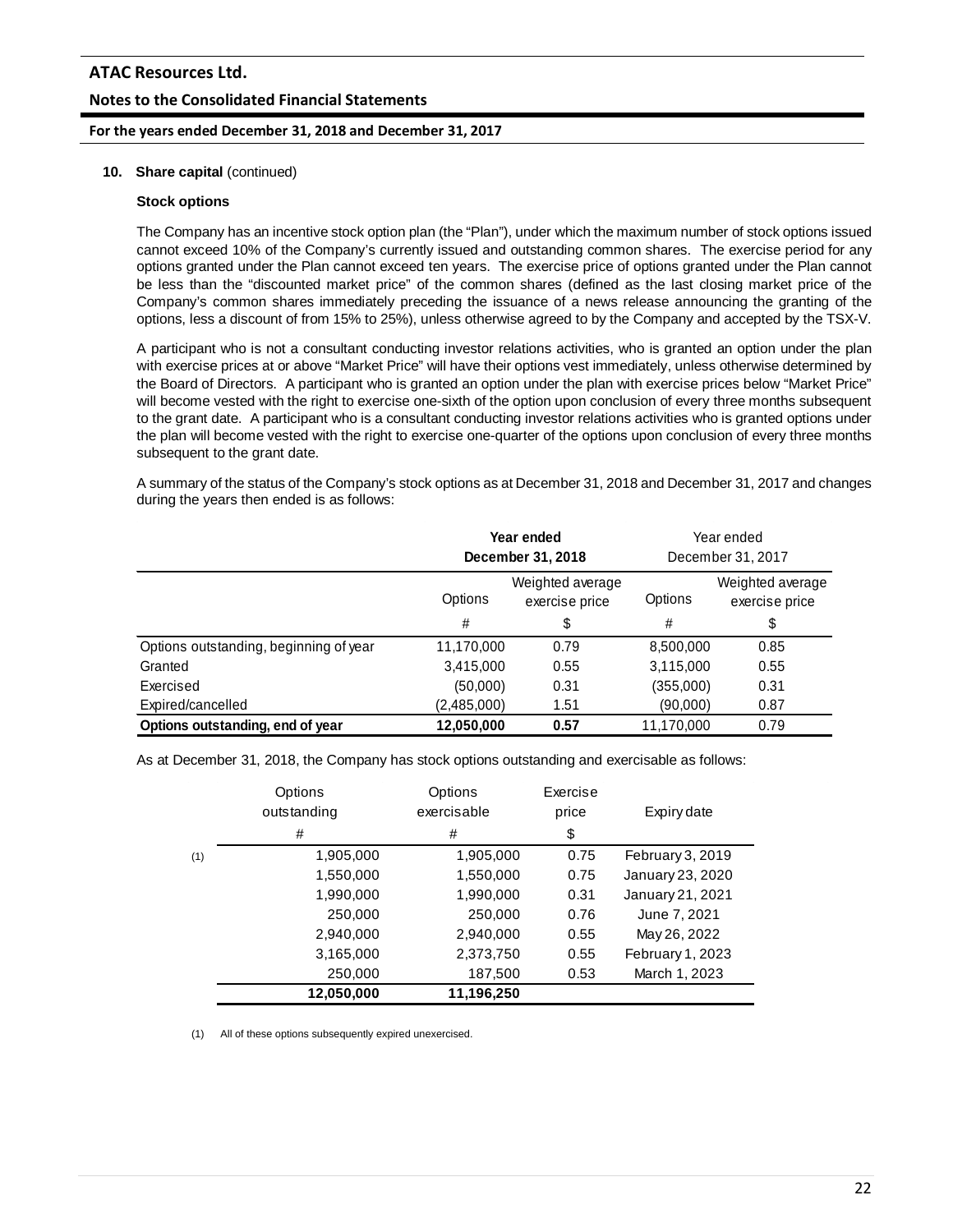**10. Share capital** (continued)

**Stock options**

The Company has an incentive stock option plan (the "Plan"), under which the maximum number of stock options issued cannot exceed 10% of the Company's currently issued and outstanding common shares. The exercise period for any options granted under the Plan cannot exceed ten years. The exercise price of options granted under the Plan cannot be less than the "discounted market price" of the common shares (defined as the last closing market price of the Company's common shares immediately preceding the issuance of a news release announcing the granting of the options, less a discount of from 15% to 25%), unless otherwise agreed to by the Company and accepted by the TSX-V.

A participant who is not a consultant conducting investor relations activities, who is granted an option under the plan with exercise prices at or above "Market Price" will have their options vest immediately, unless otherwise determined by the Board of Directors. A participant who is granted an option under the plan with exercise prices below "Market Price" will become vested with the right to exercise one-sixth of the option upon conclusion of every three months subsequent to the grant date. A participant who is a consultant conducting investor relations activities who is granted options under the plan will become vested with the right to exercise one-quarter of the options upon conclusion of every three months subsequent to the grant date.

A summary of the status of the Company's stock options as at December 31, 2018 and December 31, 2017 and changes during the years then ended is as follows:

| | **Year ended December 31, 2018** | | Year ended December 31, 2017 | |
|---|---|---|---|---|
| | Options | Weighted average exercise price | Options | Weighted average exercise price |
| | # | $ | # | $ |
| Options outstanding, beginning of year | 11,170,000 | 0.79 | 8,500,000 | 0.85 |
| Granted | 3,415,000 | 0.55 | 3,115,000 | 0.55 |
| Exercised | (50,000) | 0.31 | (355,000) | 0.31 |
| Expired/cancelled | (2,485,000) | 1.51 | (90,000) | 0.87 |
| **Options outstanding, end of year** | **12,050,000** | **0.57** | 11,170,000 | 0.79 |

As at December 31, 2018, the Company has stock options outstanding and exercisable as follows:

| | Options outstanding | Options exercisable | Exercise price | Expiry date |
|---|---|---|---|---|
| | # | # | $ | |
| (1) | 1,905,000 | 1,905,000 | 0.75 | February 3, 2019 |
| | 1,550,000 | 1,550,000 | 0.75 | January 23, 2020 |
| | 1,990,000 | 1,990,000 | 0.31 | January 21, 2021 |
| | 250,000 | 250,000 | 0.76 | June 7, 2021 |
| | 2,940,000 | 2,940,000 | 0.55 | May 26, 2022 |
| | 3,165,000 | 2,373,750 | 0.55 | February 1, 2023 |
| | 250,000 | 187,500 | 0.53 | March 1, 2023 |
| | **12,050,000** | **11,196,250** | | |

(1) All of these options subsequently expired unexercised.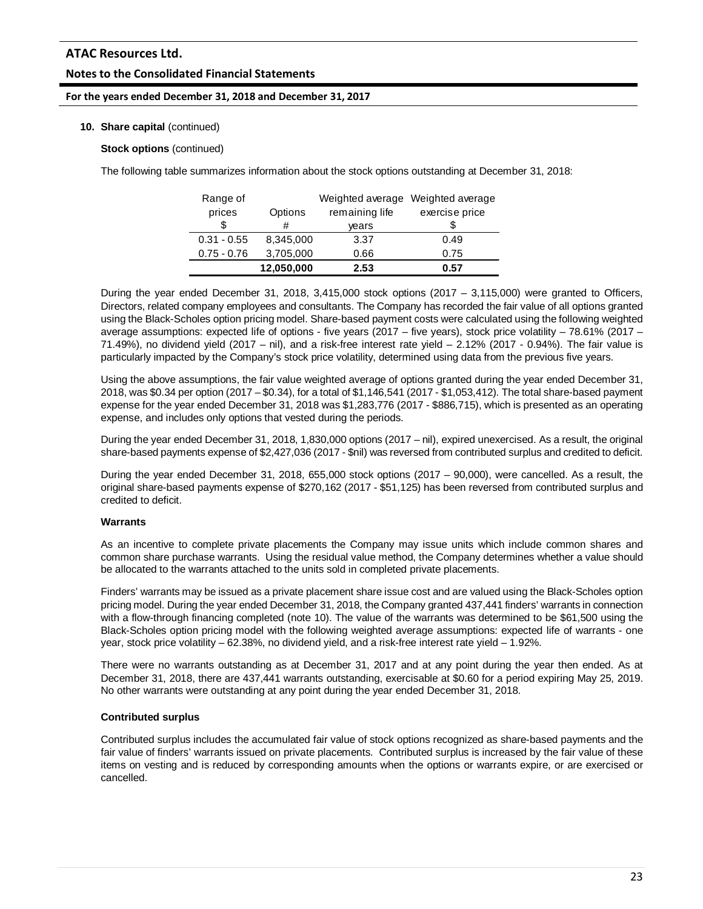**10. Share capital** (continued)

**Stock options** (continued)

The following table summarizes information about the stock options outstanding at December 31, 2018:

| Range of prices $ | Options # | Weighted average remaining life years | Weighted average exercise price $ |
|---|---|---|---|
| 0.31 - 0.55 | 8,345,000 | 3.37 | 0.49 |
| 0.75 - 0.76 | 3,705,000 | 0.66 | 0.75 |
| | **12,050,000** | **2.53** | **0.57** |

During the year ended December 31, 2018, 3,415,000 stock options (2017 – 3,115,000) were granted to Officers, Directors, related company employees and consultants. The Company has recorded the fair value of all options granted using the Black-Scholes option pricing model. Share-based payment costs were calculated using the following weighted average assumptions: expected life of options - five years (2017 – five years), stock price volatility – 78.61% (2017 – 71.49%), no dividend yield (2017 – nil), and a risk-free interest rate yield – 2.12% (2017 - 0.94%). The fair value is particularly impacted by the Company's stock price volatility, determined using data from the previous five years.

Using the above assumptions, the fair value weighted average of options granted during the year ended December 31, 2018, was $0.34 per option (2017 – $0.34), for a total of $1,146,541 (2017 - $1,053,412). The total share-based payment expense for the year ended December 31, 2018 was $1,283,776 (2017 - $886,715), which is presented as an operating expense, and includes only options that vested during the periods.

During the year ended December 31, 2018, 1,830,000 options (2017 – nil), expired unexercised. As a result, the original share-based payments expense of $2,427,036 (2017 - $nil) was reversed from contributed surplus and credited to deficit.

During the year ended December 31, 2018, 655,000 stock options (2017 – 90,000), were cancelled. As a result, the original share-based payments expense of $270,162 (2017 - $51,125) has been reversed from contributed surplus and credited to deficit.

**Warrants**

As an incentive to complete private placements the Company may issue units which include common shares and common share purchase warrants. Using the residual value method, the Company determines whether a value should be allocated to the warrants attached to the units sold in completed private placements.

Finders' warrants may be issued as a private placement share issue cost and are valued using the Black-Scholes option pricing model. During the year ended December 31, 2018, the Company granted 437,441 finders' warrants in connection with a flow-through financing completed (note 10). The value of the warrants was determined to be $61,500 using the Black-Scholes option pricing model with the following weighted average assumptions: expected life of warrants - one year, stock price volatility – 62.38%, no dividend yield, and a risk-free interest rate yield – 1.92%.

There were no warrants outstanding as at December 31, 2017 and at any point during the year then ended. As at December 31, 2018, there are 437,441 warrants outstanding, exercisable at $0.60 for a period expiring May 25, 2019. No other warrants were outstanding at any point during the year ended December 31, 2018.

**Contributed surplus**

Contributed surplus includes the accumulated fair value of stock options recognized as share-based payments and the fair value of finders' warrants issued on private placements. Contributed surplus is increased by the fair value of these items on vesting and is reduced by corresponding amounts when the options or warrants expire, or are exercised or cancelled.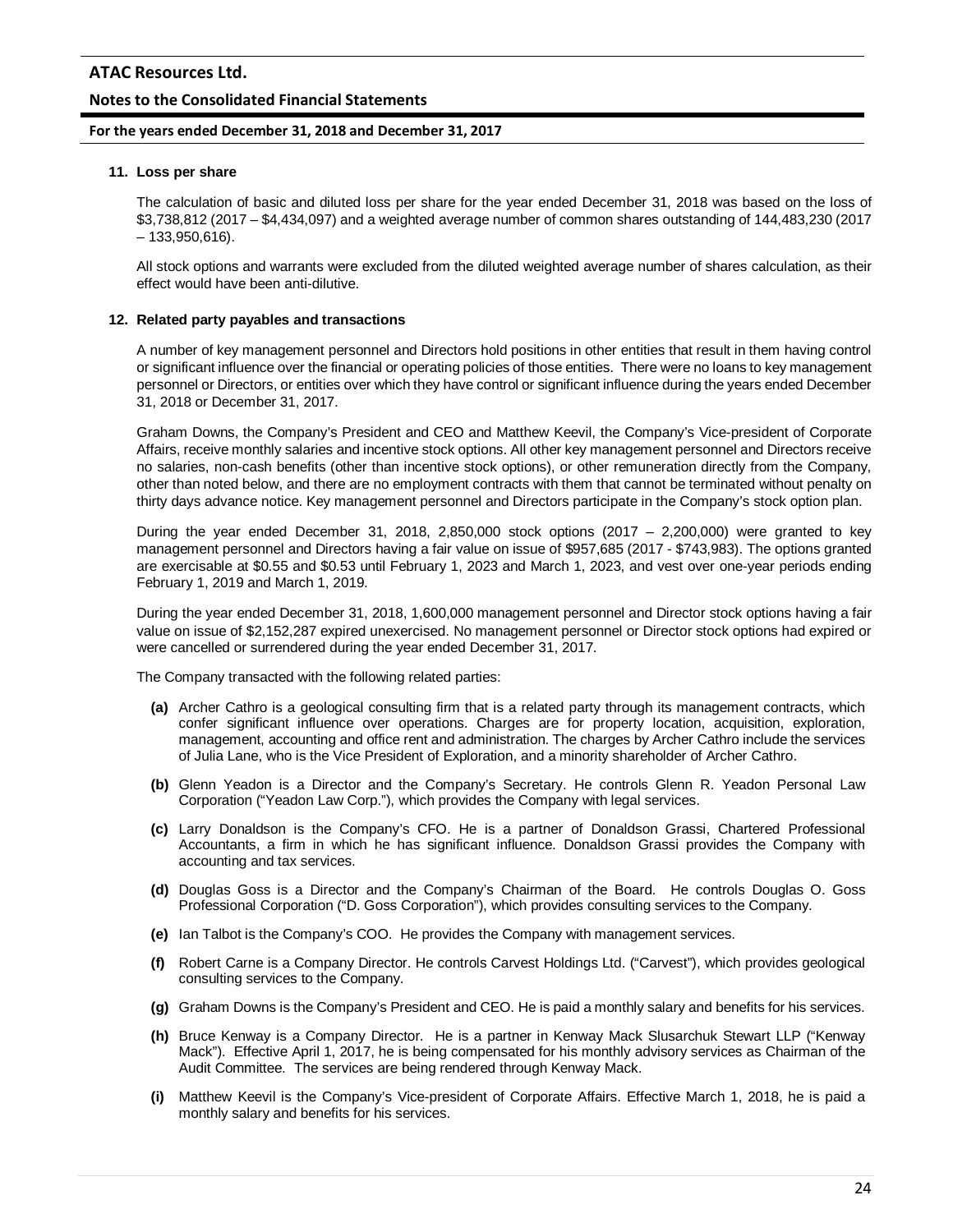### 11. Loss per share

The calculation of basic and diluted loss per share for the year ended December 31, 2018 was based on the loss of $3,738,812 (2017 – $4,434,097) and a weighted average number of common shares outstanding of 144,483,230 (2017 – 133,950,616).

All stock options and warrants were excluded from the diluted weighted average number of shares calculation, as their effect would have been anti-dilutive.

### 12. Related party payables and transactions

A number of key management personnel and Directors hold positions in other entities that result in them having control or significant influence over the financial or operating policies of those entities. There were no loans to key management personnel or Directors, or entities over which they have control or significant influence during the years ended December 31, 2018 or December 31, 2017.

Graham Downs, the Company's President and CEO and Matthew Keevil, the Company's Vice-president of Corporate Affairs, receive monthly salaries and incentive stock options. All other key management personnel and Directors receive no salaries, non-cash benefits (other than incentive stock options), or other remuneration directly from the Company, other than noted below, and there are no employment contracts with them that cannot be terminated without penalty on thirty days advance notice. Key management personnel and Directors participate in the Company's stock option plan.

During the year ended December 31, 2018, 2,850,000 stock options (2017 – 2,200,000) were granted to key management personnel and Directors having a fair value on issue of $957,685 (2017 - $743,983). The options granted are exercisable at $0.55 and $0.53 until February 1, 2023 and March 1, 2023, and vest over one-year periods ending February 1, 2019 and March 1, 2019.

During the year ended December 31, 2018, 1,600,000 management personnel and Director stock options having a fair value on issue of $2,152,287 expired unexercised. No management personnel or Director stock options had expired or were cancelled or surrendered during the year ended December 31, 2017.

The Company transacted with the following related parties:

**(a)** Archer Cathro is a geological consulting firm that is a related party through its management contracts, which confer significant influence over operations. Charges are for property location, acquisition, exploration, management, accounting and office rent and administration. The charges by Archer Cathro include the services of Julia Lane, who is the Vice President of Exploration, and a minority shareholder of Archer Cathro.

**(b)** Glenn Yeadon is a Director and the Company's Secretary. He controls Glenn R. Yeadon Personal Law Corporation ("Yeadon Law Corp."), which provides the Company with legal services.

**(c)** Larry Donaldson is the Company's CFO. He is a partner of Donaldson Grassi, Chartered Professional Accountants, a firm in which he has significant influence. Donaldson Grassi provides the Company with accounting and tax services.

**(d)** Douglas Goss is a Director and the Company's Chairman of the Board. He controls Douglas O. Goss Professional Corporation ("D. Goss Corporation"), which provides consulting services to the Company.

**(e)** Ian Talbot is the Company's COO. He provides the Company with management services.

**(f)** Robert Carne is a Company Director. He controls Carvest Holdings Ltd. ("Carvest"), which provides geological consulting services to the Company.

**(g)** Graham Downs is the Company's President and CEO. He is paid a monthly salary and benefits for his services.

**(h)** Bruce Kenway is a Company Director. He is a partner in Kenway Mack Slusarchuk Stewart LLP ("Kenway Mack"). Effective April 1, 2017, he is being compensated for his monthly advisory services as Chairman of the Audit Committee. The services are being rendered through Kenway Mack.

**(i)** Matthew Keevil is the Company's Vice-president of Corporate Affairs. Effective March 1, 2018, he is paid a monthly salary and benefits for his services.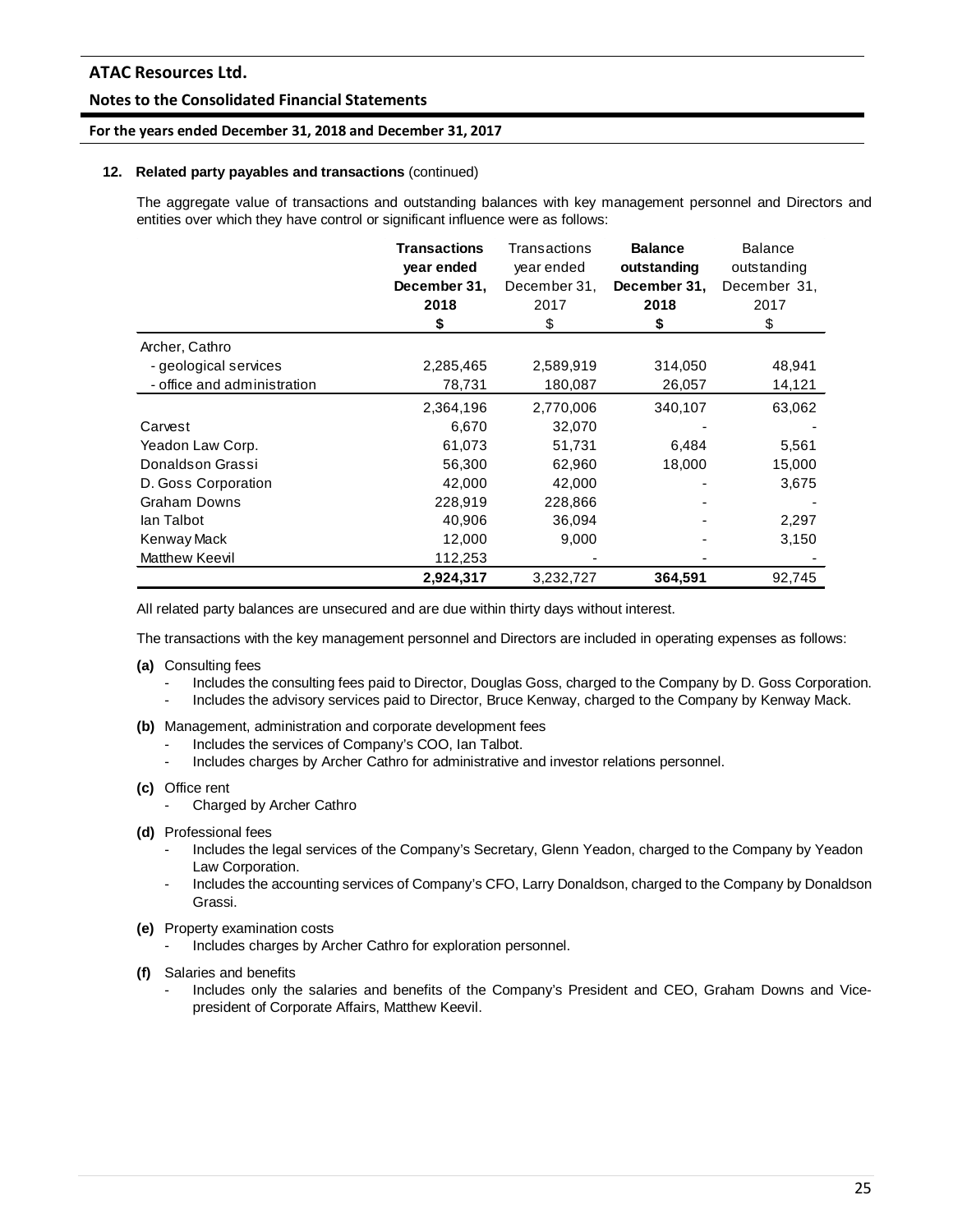**12. Related party payables and transactions** (continued)

The aggregate value of transactions and outstanding balances with key management personnel and Directors and entities over which they have control or significant influence were as follows:

| | **Transactions year ended December 31, 2018 $** | Transactions year ended December 31, 2017 $ | **Balance outstanding December 31, 2018 $** | Balance outstanding December 31, 2017 $ |
|---|---|---|---|---|
| Archer, Cathro | | | | |
| - geological services | 2,285,465 | 2,589,919 | 314,050 | 48,941 |
| - office and administration | 78,731 | 180,087 | 26,057 | 14,121 |
| | 2,364,196 | 2,770,006 | 340,107 | 63,062 |
| Carvest | 6,670 | 32,070 | - | - |
| Yeadon Law Corp. | 61,073 | 51,731 | 6,484 | 5,561 |
| Donaldson Grassi | 56,300 | 62,960 | 18,000 | 15,000 |
| D. Goss Corporation | 42,000 | 42,000 | - | 3,675 |
| Graham Downs | 228,919 | 228,866 | - | - |
| Ian Talbot | 40,906 | 36,094 | - | 2,297 |
| Kenway Mack | 12,000 | 9,000 | - | 3,150 |
| Matthew Keevil | 112,253 | - | - | - |
| | **2,924,317** | 3,232,727 | **364,591** | 92,745 |

All related party balances are unsecured and are due within thirty days without interest.

The transactions with the key management personnel and Directors are included in operating expenses as follows:

**(a)** Consulting fees
- Includes the consulting fees paid to Director, Douglas Goss, charged to the Company by D. Goss Corporation.
- Includes the advisory services paid to Director, Bruce Kenway, charged to the Company by Kenway Mack.

**(b)** Management, administration and corporate development fees
- Includes the services of Company's COO, Ian Talbot.
- Includes charges by Archer Cathro for administrative and investor relations personnel.

**(c)** Office rent
- Charged by Archer Cathro

**(d)** Professional fees
- Includes the legal services of the Company's Secretary, Glenn Yeadon, charged to the Company by Yeadon Law Corporation.
- Includes the accounting services of Company's CFO, Larry Donaldson, charged to the Company by Donaldson Grassi.

**(e)** Property examination costs
- Includes charges by Archer Cathro for exploration personnel.

**(f)** Salaries and benefits
- Includes only the salaries and benefits of the Company's President and CEO, Graham Downs and Vice-president of Corporate Affairs, Matthew Keevil.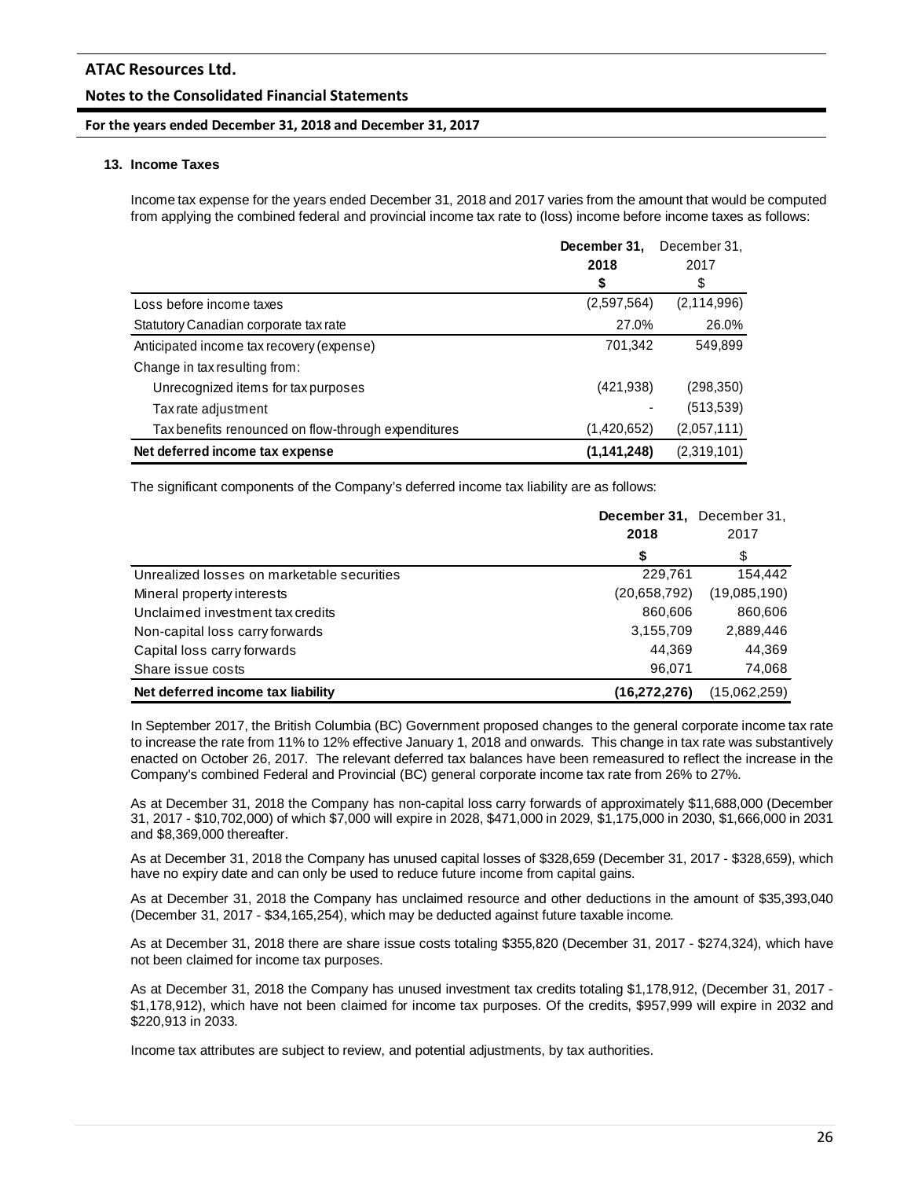### 13. Income Taxes

Income tax expense for the years ended December 31, 2018 and 2017 varies from the amount that would be computed from applying the combined federal and provincial income tax rate to (loss) income before income taxes as follows:

| | **December 31, 2018** | December 31, 2017 |
|---|---|---|
| | **$** | $ |
| Loss before income taxes | (2,597,564) | (2,114,996) |
| Statutory Canadian corporate tax rate | 27.0% | 26.0% |
| Anticipated income tax recovery (expense) | 701,342 | 549,899 |
| Change in tax resulting from: | | |
| Unrecognized items for tax purposes | (421,938) | (298,350) |
| Tax rate adjustment | - | (513,539) |
| Tax benefits renounced on flow-through expenditures | (1,420,652) | (2,057,111) |
| **Net deferred income tax expense** | **(1,141,248)** | (2,319,101) |

The significant components of the Company's deferred income tax liability are as follows:

| | **December 31, 2018** | December 31, 2017 |
|---|---|---|
| | **$** | $ |
| Unrealized losses on marketable securities | 229,761 | 154,442 |
| Mineral property interests | (20,658,792) | (19,085,190) |
| Unclaimed investment tax credits | 860,606 | 860,606 |
| Non-capital loss carry forwards | 3,155,709 | 2,889,446 |
| Capital loss carry forwards | 44,369 | 44,369 |
| Share issue costs | 96,071 | 74,068 |
| **Net deferred income tax liability** | **(16,272,276)** | (15,062,259) |

In September 2017, the British Columbia (BC) Government proposed changes to the general corporate income tax rate to increase the rate from 11% to 12% effective January 1, 2018 and onwards. This change in tax rate was substantively enacted on October 26, 2017. The relevant deferred tax balances have been remeasured to reflect the increase in the Company's combined Federal and Provincial (BC) general corporate income tax rate from 26% to 27%.

As at December 31, 2018 the Company has non-capital loss carry forwards of approximately $11,688,000 (December 31, 2017 - $10,702,000) of which $7,000 will expire in 2028, $471,000 in 2029, $1,175,000 in 2030, $1,666,000 in 2031 and $8,369,000 thereafter.

As at December 31, 2018 the Company has unused capital losses of $328,659 (December 31, 2017 - $328,659), which have no expiry date and can only be used to reduce future income from capital gains.

As at December 31, 2018 the Company has unclaimed resource and other deductions in the amount of $35,393,040 (December 31, 2017 - $34,165,254), which may be deducted against future taxable income.

As at December 31, 2018 there are share issue costs totaling $355,820 (December 31, 2017 - $274,324), which have not been claimed for income tax purposes.

As at December 31, 2018 the Company has unused investment tax credits totaling $1,178,912, (December 31, 2017 - $1,178,912), which have not been claimed for income tax purposes. Of the credits, $957,999 will expire in 2032 and $220,913 in 2033.

Income tax attributes are subject to review, and potential adjustments, by tax authorities.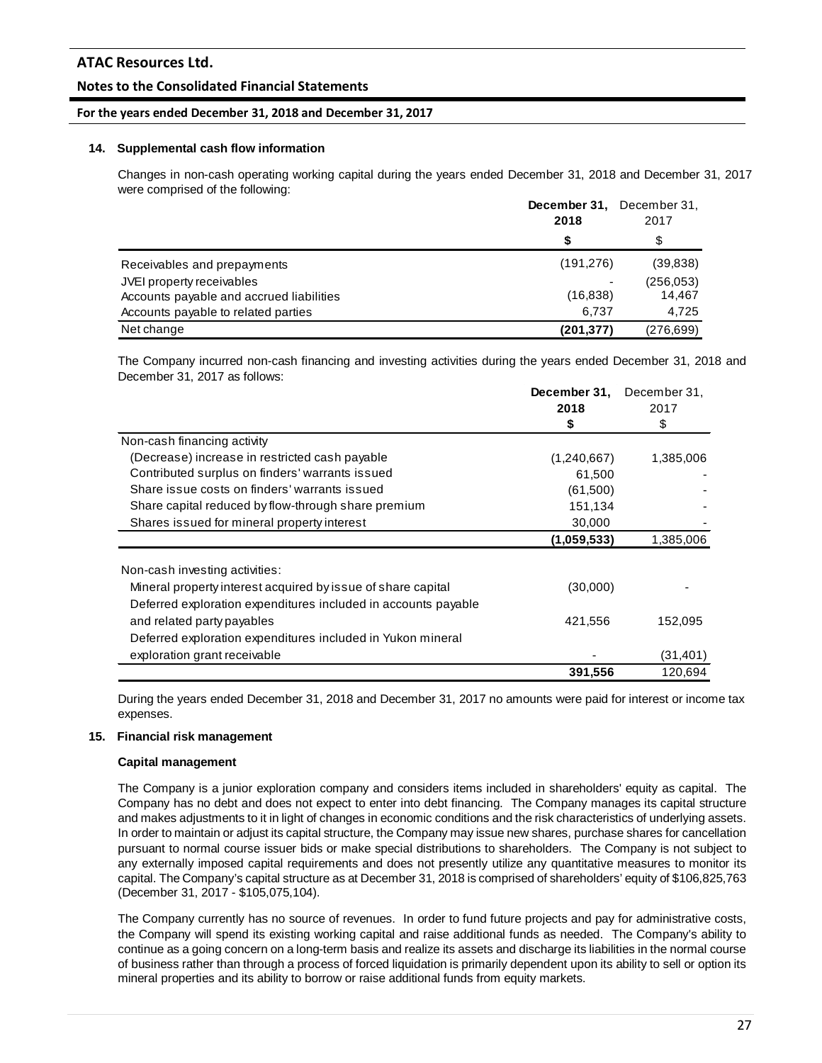## 14. Supplemental cash flow information

Changes in non-cash operating working capital during the years ended December 31, 2018 and December 31, 2017 were comprised of the following:

| | **December 31, 2018** | December 31, 2017 |
|---|---|---|
| | **$** | $ |
| Receivables and prepayments | (191,276) | (39,838) |
| JVEI property receivables | - | (256,053) |
| Accounts payable and accrued liabilities | (16,838) | 14,467 |
| Accounts payable to related parties | 6,737 | 4,725 |
| Net change | **(201,377)** | (276,699) |

The Company incurred non-cash financing and investing activities during the years ended December 31, 2018 and December 31, 2017 as follows:

| | **December 31, 2018** | December 31, 2017 |
|---|---|---|
| | **$** | $ |
| Non-cash financing activity | | |
| (Decrease) increase in restricted cash payable | (1,240,667) | 1,385,006 |
| Contributed surplus on finders' warrants issued | 61,500 | - |
| Share issue costs on finders' warrants issued | (61,500) | - |
| Share capital reduced by flow-through share premium | 151,134 | - |
| Shares issued for mineral property interest | 30,000 | - |
| | **(1,059,533)** | 1,385,006 |
| Non-cash investing activities: | | |
| Mineral property interest acquired by issue of share capital | (30,000) | - |
| Deferred exploration expenditures included in accounts payable and related party payables | 421,556 | 152,095 |
| Deferred exploration expenditures included in Yukon mineral exploration grant receivable | - | (31,401) |
| | **391,556** | 120,694 |

During the years ended December 31, 2018 and December 31, 2017 no amounts were paid for interest or income tax expenses.

## 15. Financial risk management

### Capital management

The Company is a junior exploration company and considers items included in shareholders' equity as capital. The Company has no debt and does not expect to enter into debt financing. The Company manages its capital structure and makes adjustments to it in light of changes in economic conditions and the risk characteristics of underlying assets. In order to maintain or adjust its capital structure, the Company may issue new shares, purchase shares for cancellation pursuant to normal course issuer bids or make special distributions to shareholders. The Company is not subject to any externally imposed capital requirements and does not presently utilize any quantitative measures to monitor its capital. The Company's capital structure as at December 31, 2018 is comprised of shareholders' equity of $106,825,763 (December 31, 2017 - $105,075,104).

The Company currently has no source of revenues. In order to fund future projects and pay for administrative costs, the Company will spend its existing working capital and raise additional funds as needed. The Company's ability to continue as a going concern on a long-term basis and realize its assets and discharge its liabilities in the normal course of business rather than through a process of forced liquidation is primarily dependent upon its ability to sell or option its mineral properties and its ability to borrow or raise additional funds from equity markets.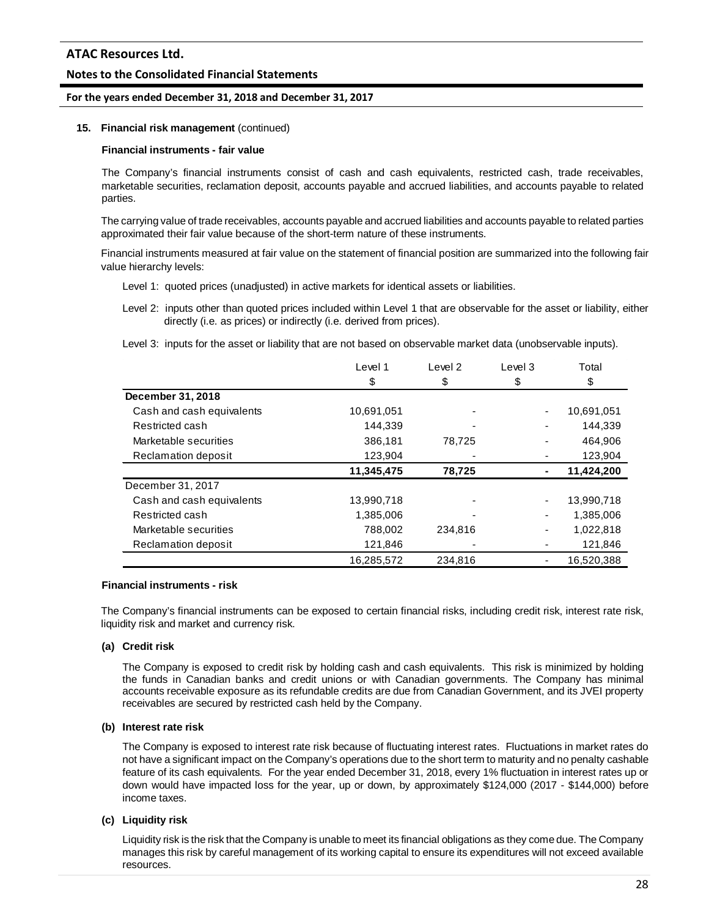## 15. Financial risk management (continued)

### Financial instruments - fair value

The Company's financial instruments consist of cash and cash equivalents, restricted cash, trade receivables, marketable securities, reclamation deposit, accounts payable and accrued liabilities, and accounts payable to related parties.

The carrying value of trade receivables, accounts payable and accrued liabilities and accounts payable to related parties approximated their fair value because of the short-term nature of these instruments.

Financial instruments measured at fair value on the statement of financial position are summarized into the following fair value hierarchy levels:

Level 1: quoted prices (unadjusted) in active markets for identical assets or liabilities.

Level 2: inputs other than quoted prices included within Level 1 that are observable for the asset or liability, either directly (i.e. as prices) or indirectly (i.e. derived from prices).

Level 3: inputs for the asset or liability that are not based on observable market data (unobservable inputs).

| | Level 1 | Level 2 | Level 3 | Total |
|---|---|---|---|---|
| | $ | $ | $ | $ |
| **December 31, 2018** | | | | |
| Cash and cash equivalents | 10,691,051 | - | - | 10,691,051 |
| Restricted cash | 144,339 | - | - | 144,339 |
| Marketable securities | 386,181 | 78,725 | - | 464,906 |
| Reclamation deposit | 123,904 | - | - | 123,904 |
| | **11,345,475** | **78,725** | **-** | **11,424,200** |
| December 31, 2017 | | | | |
| Cash and cash equivalents | 13,990,718 | - | - | 13,990,718 |
| Restricted cash | 1,385,006 | - | - | 1,385,006 |
| Marketable securities | 788,002 | 234,816 | - | 1,022,818 |
| Reclamation deposit | 121,846 | - | - | 121,846 |
| | 16,285,572 | 234,816 | - | 16,520,388 |

### Financial instruments - risk

The Company's financial instruments can be exposed to certain financial risks, including credit risk, interest rate risk, liquidity risk and market and currency risk.

**(a) Credit risk**

The Company is exposed to credit risk by holding cash and cash equivalents. This risk is minimized by holding the funds in Canadian banks and credit unions or with Canadian governments. The Company has minimal accounts receivable exposure as its refundable credits are due from Canadian Government, and its JVEI property receivables are secured by restricted cash held by the Company.

**(b) Interest rate risk**

The Company is exposed to interest rate risk because of fluctuating interest rates. Fluctuations in market rates do not have a significant impact on the Company's operations due to the short term to maturity and no penalty cashable feature of its cash equivalents. For the year ended December 31, 2018, every 1% fluctuation in interest rates up or down would have impacted loss for the year, up or down, by approximately $124,000 (2017 - $144,000) before income taxes.

**(c) Liquidity risk**

Liquidity risk is the risk that the Company is unable to meet its financial obligations as they come due. The Company manages this risk by careful management of its working capital to ensure its expenditures will not exceed available resources.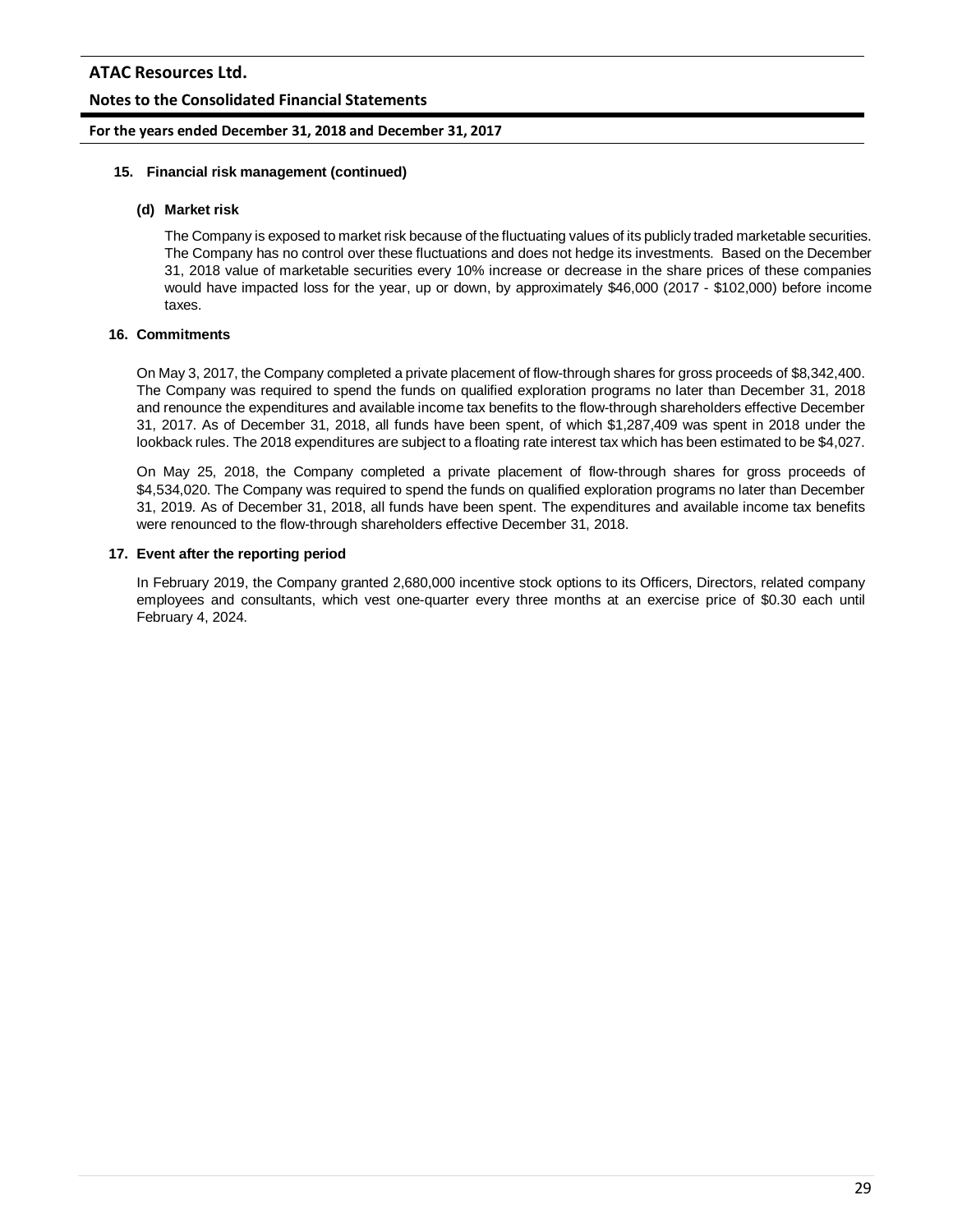**15. Financial risk management (continued)**

**(d) Market risk**

The Company is exposed to market risk because of the fluctuating values of its publicly traded marketable securities. The Company has no control over these fluctuations and does not hedge its investments. Based on the December 31, 2018 value of marketable securities every 10% increase or decrease in the share prices of these companies would have impacted loss for the year, up or down, by approximately $46,000 (2017 - $102,000) before income taxes.

**16. Commitments**

On May 3, 2017, the Company completed a private placement of flow-through shares for gross proceeds of $8,342,400. The Company was required to spend the funds on qualified exploration programs no later than December 31, 2018 and renounce the expenditures and available income tax benefits to the flow-through shareholders effective December 31, 2017. As of December 31, 2018, all funds have been spent, of which $1,287,409 was spent in 2018 under the lookback rules. The 2018 expenditures are subject to a floating rate interest tax which has been estimated to be $4,027.

On May 25, 2018, the Company completed a private placement of flow-through shares for gross proceeds of $4,534,020. The Company was required to spend the funds on qualified exploration programs no later than December 31, 2019. As of December 31, 2018, all funds have been spent. The expenditures and available income tax benefits were renounced to the flow-through shareholders effective December 31, 2018.

**17. Event after the reporting period**

In February 2019, the Company granted 2,680,000 incentive stock options to its Officers, Directors, related company employees and consultants, which vest one-quarter every three months at an exercise price of $0.30 each until February 4, 2024.